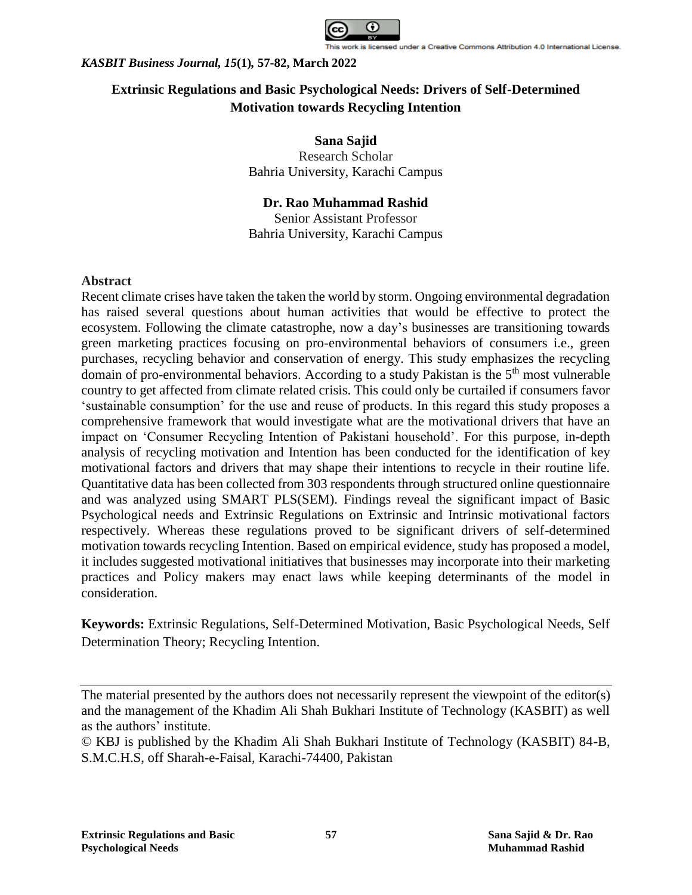# Extrinsic Regulations and Basic Psychological Needs: Drivers of Self-Determined Motivation towards Recycling Intention

**Sana Sajid**
Research Scholar
Bahria University, Karachi Campus

**Dr. Rao Muhammad Rashid**
Senior Assistant Professor
Bahria University, Karachi Campus

## Abstract

Recent climate crises have taken the taken the world by storm. Ongoing environmental degradation has raised several questions about human activities that would be effective to protect the ecosystem. Following the climate catastrophe, now a day's businesses are transitioning towards green marketing practices focusing on pro-environmental behaviors of consumers i.e., green purchases, recycling behavior and conservation of energy. This study emphasizes the recycling domain of pro-environmental behaviors. According to a study Pakistan is the 5th most vulnerable country to get affected from climate related crisis. This could only be curtailed if consumers favor 'sustainable consumption' for the use and reuse of products. In this regard this study proposes a comprehensive framework that would investigate what are the motivational drivers that have an impact on 'Consumer Recycling Intention of Pakistani household'. For this purpose, in-depth analysis of recycling motivation and Intention has been conducted for the identification of key motivational factors and drivers that may shape their intentions to recycle in their routine life. Quantitative data has been collected from 303 respondents through structured online questionnaire and was analyzed using SMART PLS(SEM). Findings reveal the significant impact of Basic Psychological needs and Extrinsic Regulations on Extrinsic and Intrinsic motivational factors respectively. Whereas these regulations proved to be significant drivers of self-determined motivation towards recycling Intention. Based on empirical evidence, study has proposed a model, it includes suggested motivational initiatives that businesses may incorporate into their marketing practices and Policy makers may enact laws while keeping determinants of the model in consideration.

**Keywords:** Extrinsic Regulations, Self-Determined Motivation, Basic Psychological Needs, Self Determination Theory; Recycling Intention.

---

The material presented by the authors does not necessarily represent the viewpoint of the editor(s) and the management of the Khadim Ali Shah Bukhari Institute of Technology (KASBIT) as well as the authors' institute.

© KBJ is published by the Khadim Ali Shah Bukhari Institute of Technology (KASBIT) 84-B, S.M.C.H.S, off Sharah-e-Faisal, Karachi-74400, Pakistan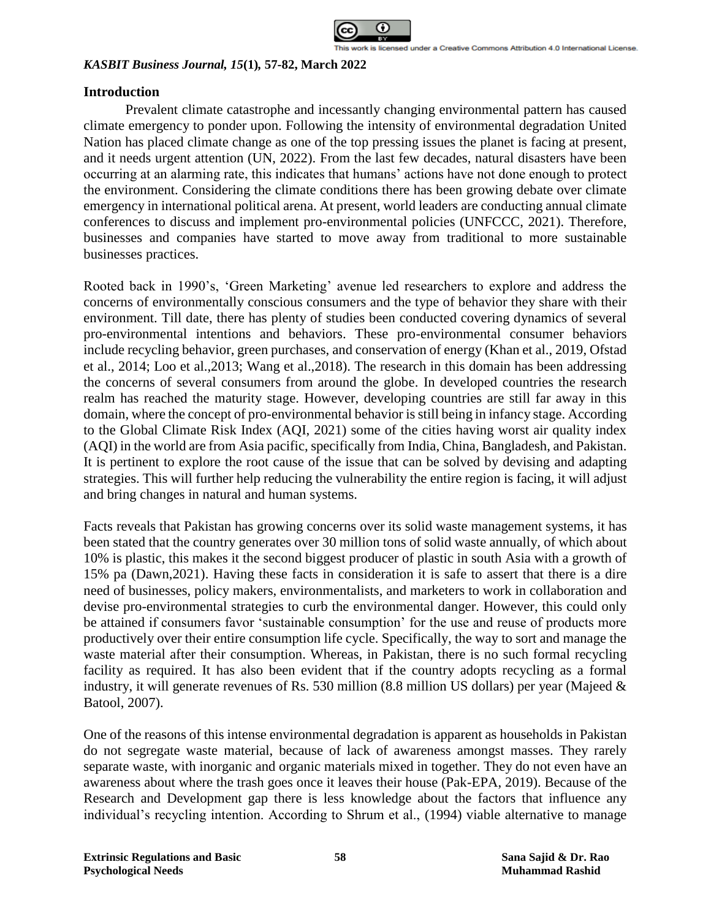## Introduction

Prevalent climate catastrophe and incessantly changing environmental pattern has caused climate emergency to ponder upon. Following the intensity of environmental degradation United Nation has placed climate change as one of the top pressing issues the planet is facing at present, and it needs urgent attention (UN, 2022). From the last few decades, natural disasters have been occurring at an alarming rate, this indicates that humans' actions have not done enough to protect the environment. Considering the climate conditions there has been growing debate over climate emergency in international political arena. At present, world leaders are conducting annual climate conferences to discuss and implement pro-environmental policies (UNFCCC, 2021). Therefore, businesses and companies have started to move away from traditional to more sustainable businesses practices.

Rooted back in 1990's, 'Green Marketing' avenue led researchers to explore and address the concerns of environmentally conscious consumers and the type of behavior they share with their environment. Till date, there has plenty of studies been conducted covering dynamics of several pro-environmental intentions and behaviors. These pro-environmental consumer behaviors include recycling behavior, green purchases, and conservation of energy (Khan et al., 2019, Ofstad et al., 2014; Loo et al.,2013; Wang et al.,2018). The research in this domain has been addressing the concerns of several consumers from around the globe. In developed countries the research realm has reached the maturity stage. However, developing countries are still far away in this domain, where the concept of pro-environmental behavior is still being in infancy stage. According to the Global Climate Risk Index (AQI, 2021) some of the cities having worst air quality index (AQI) in the world are from Asia pacific, specifically from India, China, Bangladesh, and Pakistan. It is pertinent to explore the root cause of the issue that can be solved by devising and adapting strategies. This will further help reducing the vulnerability the entire region is facing, it will adjust and bring changes in natural and human systems.

Facts reveals that Pakistan has growing concerns over its solid waste management systems, it has been stated that the country generates over 30 million tons of solid waste annually, of which about 10% is plastic, this makes it the second biggest producer of plastic in south Asia with a growth of 15% pa (Dawn,2021). Having these facts in consideration it is safe to assert that there is a dire need of businesses, policy makers, environmentalists, and marketers to work in collaboration and devise pro-environmental strategies to curb the environmental danger. However, this could only be attained if consumers favor 'sustainable consumption' for the use and reuse of products more productively over their entire consumption life cycle. Specifically, the way to sort and manage the waste material after their consumption. Whereas, in Pakistan, there is no such formal recycling facility as required. It has also been evident that if the country adopts recycling as a formal industry, it will generate revenues of Rs. 530 million (8.8 million US dollars) per year (Majeed & Batool, 2007).

One of the reasons of this intense environmental degradation is apparent as households in Pakistan do not segregate waste material, because of lack of awareness amongst masses. They rarely separate waste, with inorganic and organic materials mixed in together. They do not even have an awareness about where the trash goes once it leaves their house (Pak-EPA, 2019). Because of the Research and Development gap there is less knowledge about the factors that influence any individual's recycling intention. According to Shrum et al., (1994) viable alternative to manage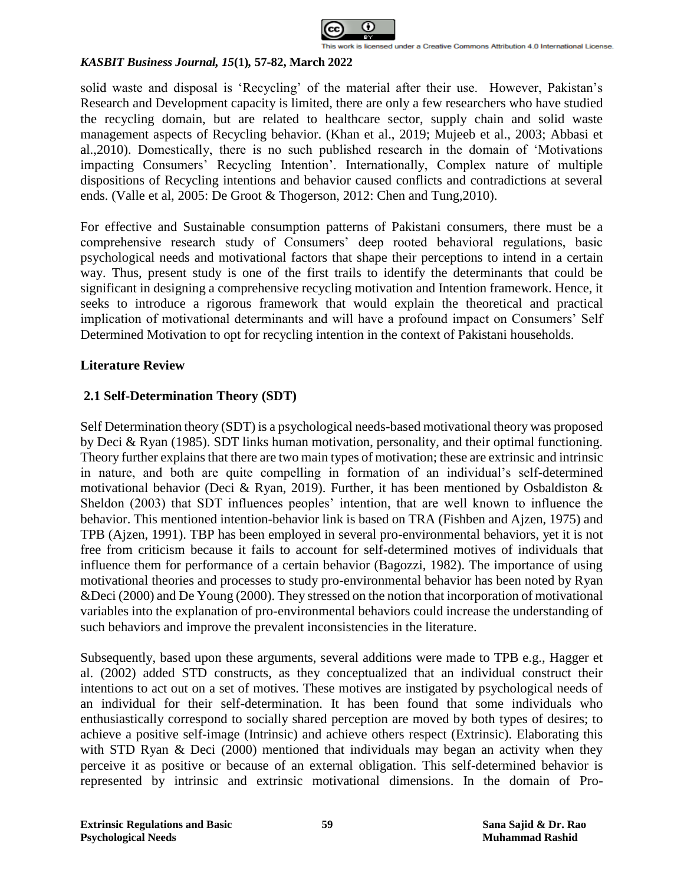solid waste and disposal is 'Recycling' of the material after their use. However, Pakistan's Research and Development capacity is limited, there are only a few researchers who have studied the recycling domain, but are related to healthcare sector, supply chain and solid waste management aspects of Recycling behavior. (Khan et al., 2019; Mujeeb et al., 2003; Abbasi et al.,2010). Domestically, there is no such published research in the domain of 'Motivations impacting Consumers' Recycling Intention'. Internationally, Complex nature of multiple dispositions of Recycling intentions and behavior caused conflicts and contradictions at several ends. (Valle et al, 2005: De Groot & Thogerson, 2012: Chen and Tung,2010).

For effective and Sustainable consumption patterns of Pakistani consumers, there must be a comprehensive research study of Consumers' deep rooted behavioral regulations, basic psychological needs and motivational factors that shape their perceptions to intend in a certain way. Thus, present study is one of the first trails to identify the determinants that could be significant in designing a comprehensive recycling motivation and Intention framework. Hence, it seeks to introduce a rigorous framework that would explain the theoretical and practical implication of motivational determinants and will have a profound impact on Consumers' Self Determined Motivation to opt for recycling intention in the context of Pakistani households.

## Literature Review

### 2.1 Self-Determination Theory (SDT)

Self Determination theory (SDT) is a psychological needs-based motivational theory was proposed by Deci & Ryan (1985). SDT links human motivation, personality, and their optimal functioning. Theory further explains that there are two main types of motivation; these are extrinsic and intrinsic in nature, and both are quite compelling in formation of an individual's self-determined motivational behavior (Deci & Ryan, 2019). Further, it has been mentioned by Osbaldiston & Sheldon (2003) that SDT influences peoples' intention, that are well known to influence the behavior. This mentioned intention-behavior link is based on TRA (Fishben and Ajzen, 1975) and TPB (Ajzen, 1991). TBP has been employed in several pro-environmental behaviors, yet it is not free from criticism because it fails to account for self-determined motives of individuals that influence them for performance of a certain behavior (Bagozzi, 1982). The importance of using motivational theories and processes to study pro-environmental behavior has been noted by Ryan &Deci (2000) and De Young (2000). They stressed on the notion that incorporation of motivational variables into the explanation of pro-environmental behaviors could increase the understanding of such behaviors and improve the prevalent inconsistencies in the literature.

Subsequently, based upon these arguments, several additions were made to TPB e.g., Hagger et al. (2002) added STD constructs, as they conceptualized that an individual construct their intentions to act out on a set of motives. These motives are instigated by psychological needs of an individual for their self-determination. It has been found that some individuals who enthusiastically correspond to socially shared perception are moved by both types of desires; to achieve a positive self-image (Intrinsic) and achieve others respect (Extrinsic). Elaborating this with STD Ryan & Deci (2000) mentioned that individuals may began an activity when they perceive it as positive or because of an external obligation. This self-determined behavior is represented by intrinsic and extrinsic motivational dimensions. In the domain of Pro-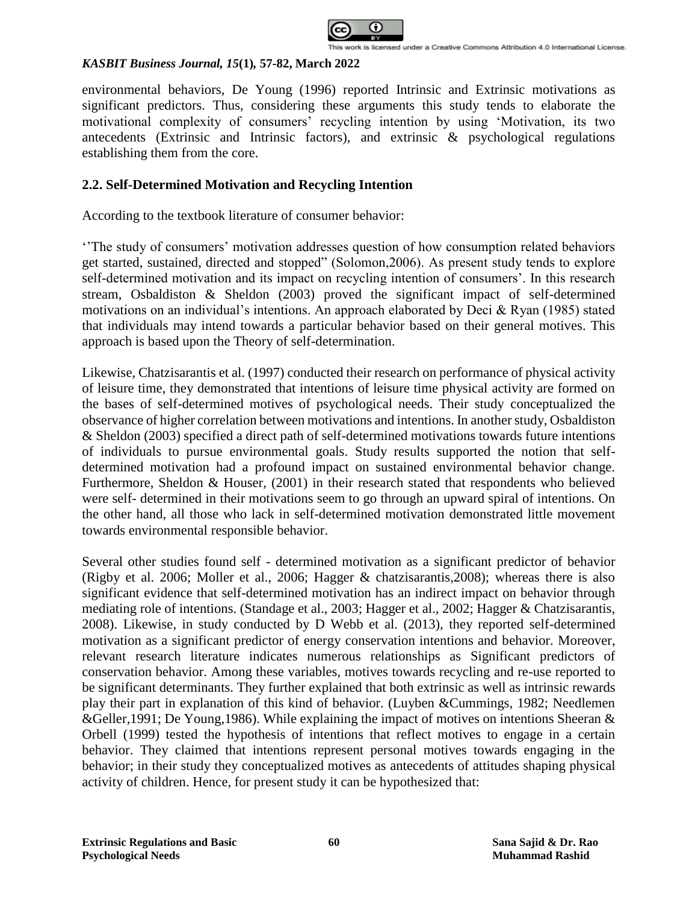environmental behaviors, De Young (1996) reported Intrinsic and Extrinsic motivations as significant predictors. Thus, considering these arguments this study tends to elaborate the motivational complexity of consumers' recycling intention by using 'Motivation, its two antecedents (Extrinsic and Intrinsic factors), and extrinsic & psychological regulations establishing them from the core.

## 2.2. Self-Determined Motivation and Recycling Intention

According to the textbook literature of consumer behavior:

''The study of consumers' motivation addresses question of how consumption related behaviors get started, sustained, directed and stopped" (Solomon,2006). As present study tends to explore self-determined motivation and its impact on recycling intention of consumers'. In this research stream, Osbaldiston & Sheldon (2003) proved the significant impact of self-determined motivations on an individual's intentions. An approach elaborated by Deci & Ryan (1985) stated that individuals may intend towards a particular behavior based on their general motives. This approach is based upon the Theory of self-determination.

Likewise, Chatzisarantis et al. (1997) conducted their research on performance of physical activity of leisure time, they demonstrated that intentions of leisure time physical activity are formed on the bases of self-determined motives of psychological needs. Their study conceptualized the observance of higher correlation between motivations and intentions. In another study, Osbaldiston & Sheldon (2003) specified a direct path of self-determined motivations towards future intentions of individuals to pursue environmental goals. Study results supported the notion that self-determined motivation had a profound impact on sustained environmental behavior change. Furthermore, Sheldon & Houser, (2001) in their research stated that respondents who believed were self- determined in their motivations seem to go through an upward spiral of intentions. On the other hand, all those who lack in self-determined motivation demonstrated little movement towards environmental responsible behavior.

Several other studies found self - determined motivation as a significant predictor of behavior (Rigby et al. 2006; Moller et al., 2006; Hagger & chatzisarantis,2008); whereas there is also significant evidence that self-determined motivation has an indirect impact on behavior through mediating role of intentions. (Standage et al., 2003; Hagger et al., 2002; Hagger & Chatzisarantis, 2008). Likewise, in study conducted by D Webb et al. (2013), they reported self-determined motivation as a significant predictor of energy conservation intentions and behavior. Moreover, relevant research literature indicates numerous relationships as Significant predictors of conservation behavior. Among these variables, motives towards recycling and re-use reported to be significant determinants. They further explained that both extrinsic as well as intrinsic rewards play their part in explanation of this kind of behavior. (Luyben &Cummings, 1982; Needlemen &Geller,1991; De Young,1986). While explaining the impact of motives on intentions Sheeran & Orbell (1999) tested the hypothesis of intentions that reflect motives to engage in a certain behavior. They claimed that intentions represent personal motives towards engaging in the behavior; in their study they conceptualized motives as antecedents of attitudes shaping physical activity of children. Hence, for present study it can be hypothesized that: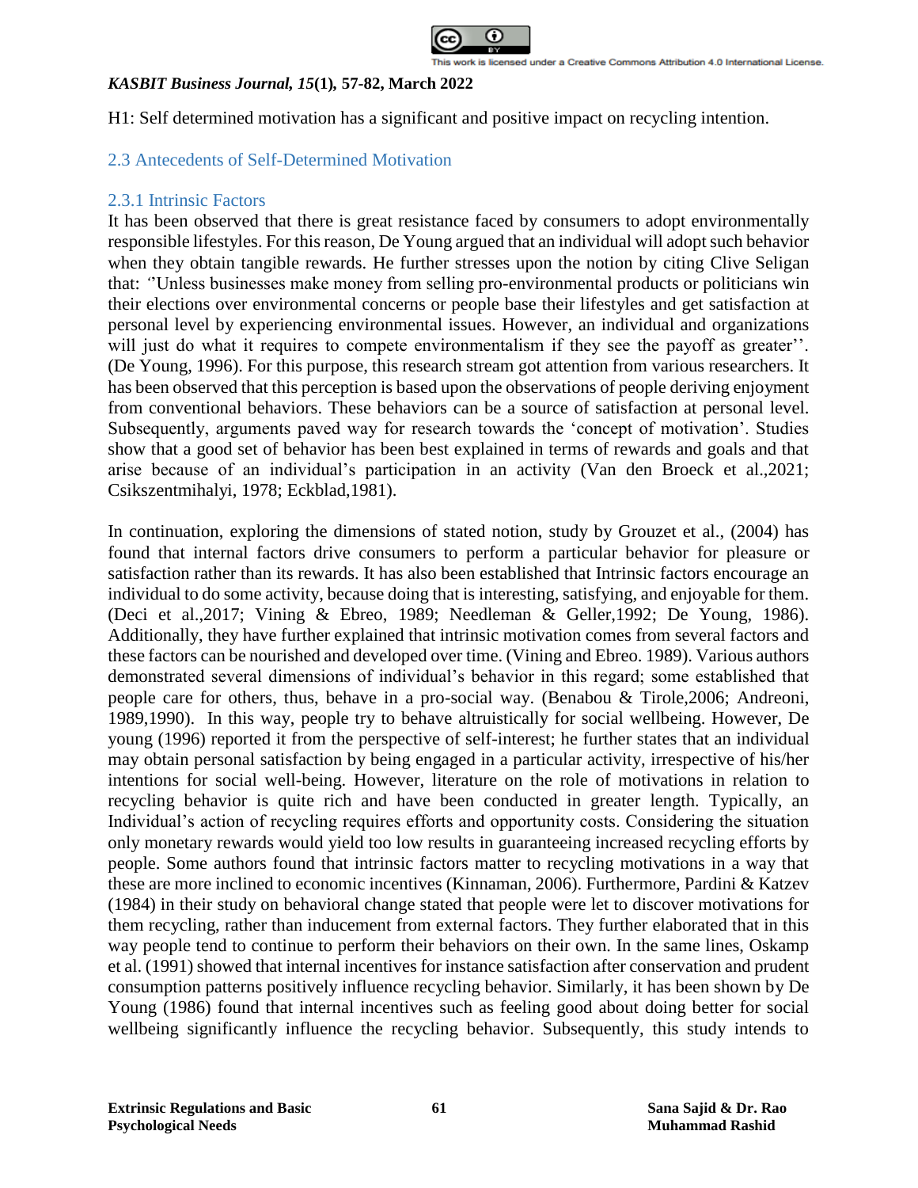H1: Self determined motivation has a significant and positive impact on recycling intention.

## 2.3 Antecedents of Self-Determined Motivation

### 2.3.1 Intrinsic Factors

It has been observed that there is great resistance faced by consumers to adopt environmentally responsible lifestyles. For this reason, De Young argued that an individual will adopt such behavior when they obtain tangible rewards. He further stresses upon the notion by citing Clive Seligan that: ''Unless businesses make money from selling pro-environmental products or politicians win their elections over environmental concerns or people base their lifestyles and get satisfaction at personal level by experiencing environmental issues. However, an individual and organizations will just do what it requires to compete environmentalism if they see the payoff as greater''. (De Young, 1996). For this purpose, this research stream got attention from various researchers. It has been observed that this perception is based upon the observations of people deriving enjoyment from conventional behaviors. These behaviors can be a source of satisfaction at personal level. Subsequently, arguments paved way for research towards the 'concept of motivation'. Studies show that a good set of behavior has been best explained in terms of rewards and goals and that arise because of an individual's participation in an activity (Van den Broeck et al.,2021; Csikszentmihalyi, 1978; Eckblad,1981).

In continuation, exploring the dimensions of stated notion, study by Grouzet et al., (2004) has found that internal factors drive consumers to perform a particular behavior for pleasure or satisfaction rather than its rewards. It has also been established that Intrinsic factors encourage an individual to do some activity, because doing that is interesting, satisfying, and enjoyable for them. (Deci et al.,2017; Vining & Ebreo, 1989; Needleman & Geller,1992; De Young, 1986). Additionally, they have further explained that intrinsic motivation comes from several factors and these factors can be nourished and developed over time. (Vining and Ebreo. 1989). Various authors demonstrated several dimensions of individual's behavior in this regard; some established that people care for others, thus, behave in a pro-social way. (Benabou & Tirole,2006; Andreoni, 1989,1990). In this way, people try to behave altruistically for social wellbeing. However, De young (1996) reported it from the perspective of self-interest; he further states that an individual may obtain personal satisfaction by being engaged in a particular activity, irrespective of his/her intentions for social well-being. However, literature on the role of motivations in relation to recycling behavior is quite rich and have been conducted in greater length. Typically, an Individual's action of recycling requires efforts and opportunity costs. Considering the situation only monetary rewards would yield too low results in guaranteeing increased recycling efforts by people. Some authors found that intrinsic factors matter to recycling motivations in a way that these are more inclined to economic incentives (Kinnaman, 2006). Furthermore, Pardini & Katzev (1984) in their study on behavioral change stated that people were let to discover motivations for them recycling, rather than inducement from external factors. They further elaborated that in this way people tend to continue to perform their behaviors on their own. In the same lines, Oskamp et al. (1991) showed that internal incentives for instance satisfaction after conservation and prudent consumption patterns positively influence recycling behavior. Similarly, it has been shown by De Young (1986) found that internal incentives such as feeling good about doing better for social wellbeing significantly influence the recycling behavior. Subsequently, this study intends to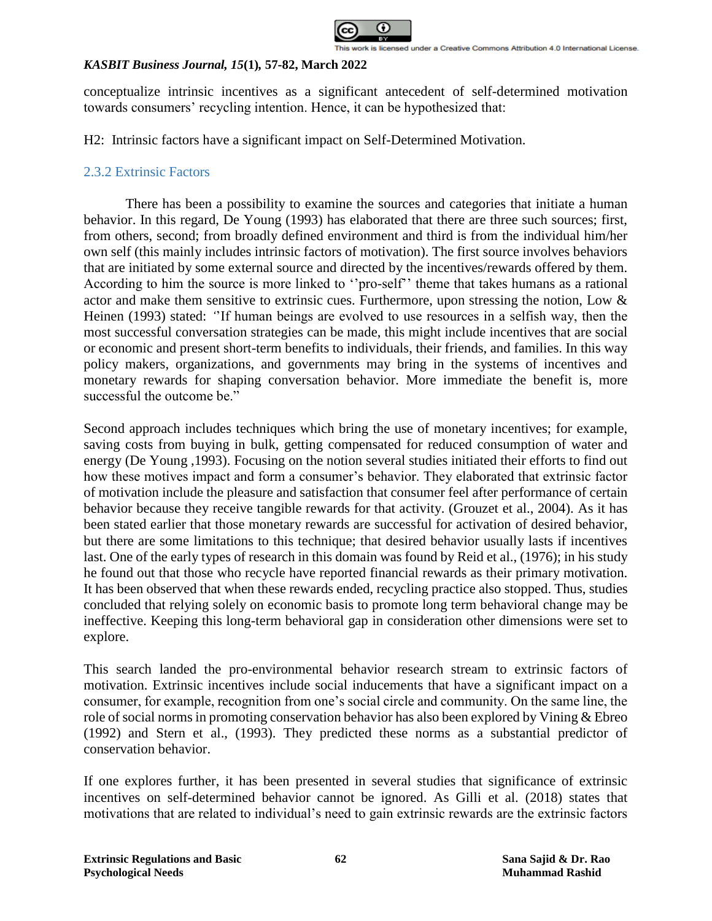conceptualize intrinsic incentives as a significant antecedent of self-determined motivation towards consumers' recycling intention. Hence, it can be hypothesized that:

H2: Intrinsic factors have a significant impact on Self-Determined Motivation.

### 2.3.2 Extrinsic Factors

There has been a possibility to examine the sources and categories that initiate a human behavior. In this regard, De Young (1993) has elaborated that there are three such sources; first, from others, second; from broadly defined environment and third is from the individual him/her own self (this mainly includes intrinsic factors of motivation). The first source involves behaviors that are initiated by some external source and directed by the incentives/rewards offered by them. According to him the source is more linked to ''pro-self'' theme that takes humans as a rational actor and make them sensitive to extrinsic cues. Furthermore, upon stressing the notion, Low & Heinen (1993) stated: ''If human beings are evolved to use resources in a selfish way, then the most successful conversation strategies can be made, this might include incentives that are social or economic and present short-term benefits to individuals, their friends, and families. In this way policy makers, organizations, and governments may bring in the systems of incentives and monetary rewards for shaping conversation behavior. More immediate the benefit is, more successful the outcome be."

Second approach includes techniques which bring the use of monetary incentives; for example, saving costs from buying in bulk, getting compensated for reduced consumption of water and energy (De Young ,1993). Focusing on the notion several studies initiated their efforts to find out how these motives impact and form a consumer's behavior. They elaborated that extrinsic factor of motivation include the pleasure and satisfaction that consumer feel after performance of certain behavior because they receive tangible rewards for that activity. (Grouzet et al., 2004). As it has been stated earlier that those monetary rewards are successful for activation of desired behavior, but there are some limitations to this technique; that desired behavior usually lasts if incentives last. One of the early types of research in this domain was found by Reid et al., (1976); in his study he found out that those who recycle have reported financial rewards as their primary motivation. It has been observed that when these rewards ended, recycling practice also stopped. Thus, studies concluded that relying solely on economic basis to promote long term behavioral change may be ineffective. Keeping this long-term behavioral gap in consideration other dimensions were set to explore.

This search landed the pro-environmental behavior research stream to extrinsic factors of motivation. Extrinsic incentives include social inducements that have a significant impact on a consumer, for example, recognition from one's social circle and community. On the same line, the role of social norms in promoting conservation behavior has also been explored by Vining & Ebreo (1992) and Stern et al., (1993). They predicted these norms as a substantial predictor of conservation behavior.

If one explores further, it has been presented in several studies that significance of extrinsic incentives on self-determined behavior cannot be ignored. As Gilli et al. (2018) states that motivations that are related to individual's need to gain extrinsic rewards are the extrinsic factors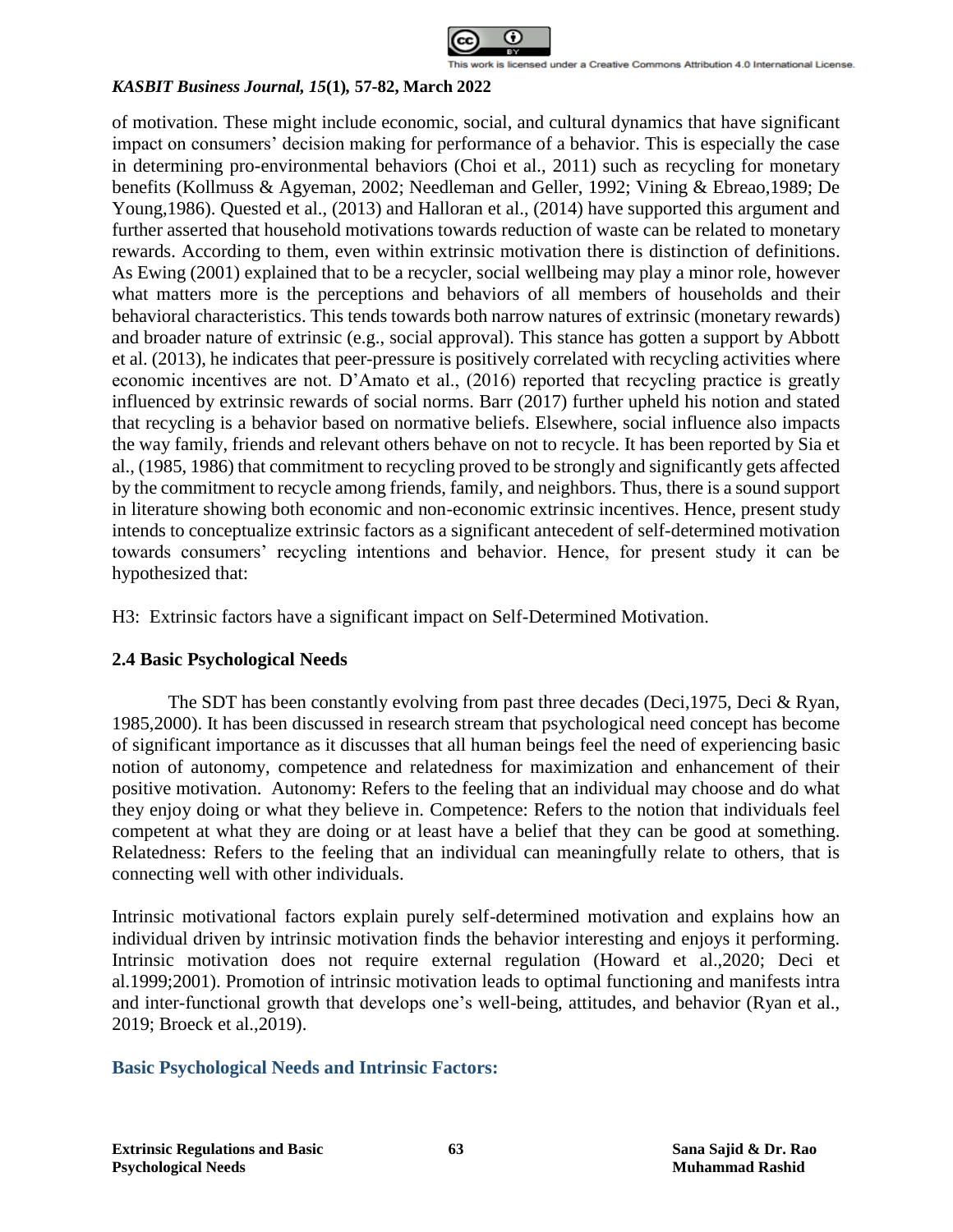of motivation. These might include economic, social, and cultural dynamics that have significant impact on consumers' decision making for performance of a behavior. This is especially the case in determining pro-environmental behaviors (Choi et al., 2011) such as recycling for monetary benefits (Kollmuss & Agyeman, 2002; Needleman and Geller, 1992; Vining & Ebreao,1989; De Young,1986). Quested et al., (2013) and Halloran et al., (2014) have supported this argument and further asserted that household motivations towards reduction of waste can be related to monetary rewards. According to them, even within extrinsic motivation there is distinction of definitions. As Ewing (2001) explained that to be a recycler, social wellbeing may play a minor role, however what matters more is the perceptions and behaviors of all members of households and their behavioral characteristics. This tends towards both narrow natures of extrinsic (monetary rewards) and broader nature of extrinsic (e.g., social approval). This stance has gotten a support by Abbott et al. (2013), he indicates that peer-pressure is positively correlated with recycling activities where economic incentives are not. D'Amato et al., (2016) reported that recycling practice is greatly influenced by extrinsic rewards of social norms. Barr (2017) further upheld his notion and stated that recycling is a behavior based on normative beliefs. Elsewhere, social influence also impacts the way family, friends and relevant others behave on not to recycle. It has been reported by Sia et al., (1985, 1986) that commitment to recycling proved to be strongly and significantly gets affected by the commitment to recycle among friends, family, and neighbors. Thus, there is a sound support in literature showing both economic and non-economic extrinsic incentives. Hence, present study intends to conceptualize extrinsic factors as a significant antecedent of self-determined motivation towards consumers' recycling intentions and behavior. Hence, for present study it can be hypothesized that:

H3: Extrinsic factors have a significant impact on Self-Determined Motivation.

### 2.4 Basic Psychological Needs

The SDT has been constantly evolving from past three decades (Deci,1975, Deci & Ryan, 1985,2000). It has been discussed in research stream that psychological need concept has become of significant importance as it discusses that all human beings feel the need of experiencing basic notion of autonomy, competence and relatedness for maximization and enhancement of their positive motivation. Autonomy: Refers to the feeling that an individual may choose and do what they enjoy doing or what they believe in. Competence: Refers to the notion that individuals feel competent at what they are doing or at least have a belief that they can be good at something. Relatedness: Refers to the feeling that an individual can meaningfully relate to others, that is connecting well with other individuals.

Intrinsic motivational factors explain purely self-determined motivation and explains how an individual driven by intrinsic motivation finds the behavior interesting and enjoys it performing. Intrinsic motivation does not require external regulation (Howard et al.,2020; Deci et al.1999;2001). Promotion of intrinsic motivation leads to optimal functioning and manifests intra and inter-functional growth that develops one's well-being, attitudes, and behavior (Ryan et al., 2019; Broeck et al.,2019).

#### Basic Psychological Needs and Intrinsic Factors: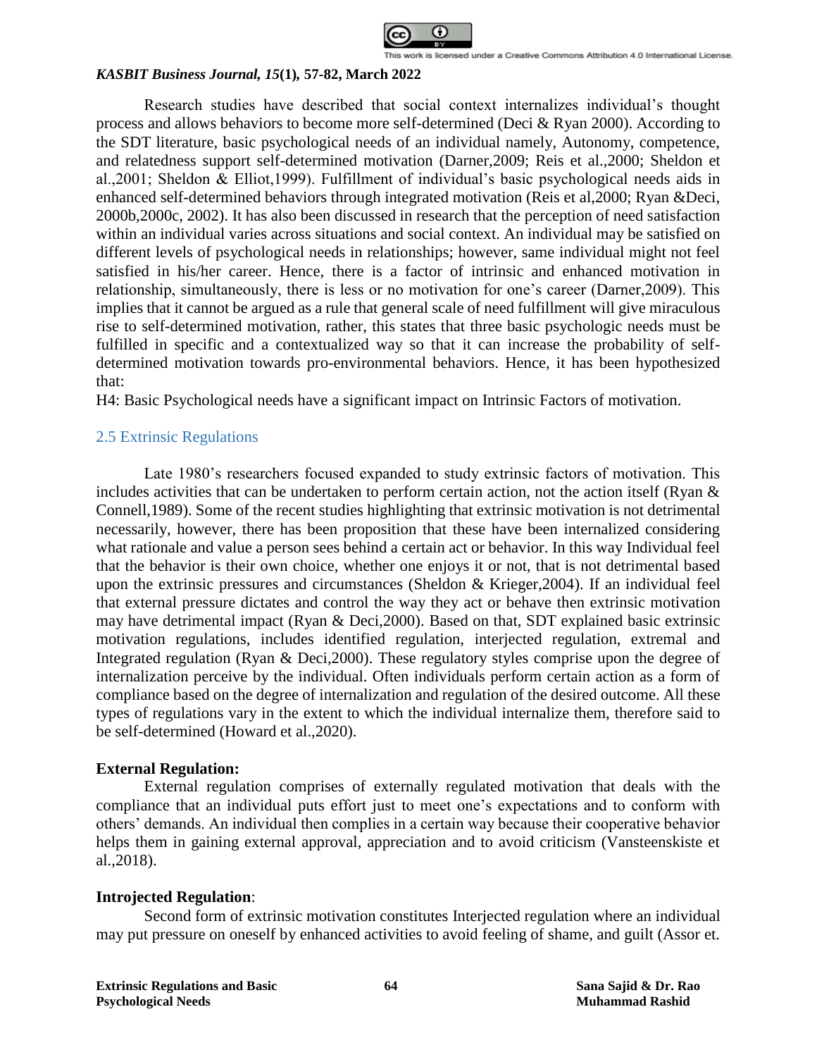Research studies have described that social context internalizes individual's thought process and allows behaviors to become more self-determined (Deci & Ryan 2000). According to the SDT literature, basic psychological needs of an individual namely, Autonomy, competence, and relatedness support self-determined motivation (Darner,2009; Reis et al.,2000; Sheldon et al.,2001; Sheldon & Elliot,1999). Fulfillment of individual's basic psychological needs aids in enhanced self-determined behaviors through integrated motivation (Reis et al,2000; Ryan &Deci, 2000b,2000c, 2002). It has also been discussed in research that the perception of need satisfaction within an individual varies across situations and social context. An individual may be satisfied on different levels of psychological needs in relationships; however, same individual might not feel satisfied in his/her career. Hence, there is a factor of intrinsic and enhanced motivation in relationship, simultaneously, there is less or no motivation for one's career (Darner,2009). This implies that it cannot be argued as a rule that general scale of need fulfillment will give miraculous rise to self-determined motivation, rather, this states that three basic psychologic needs must be fulfilled in specific and a contextualized way so that it can increase the probability of self-determined motivation towards pro-environmental behaviors. Hence, it has been hypothesized that:

H4: Basic Psychological needs have a significant impact on Intrinsic Factors of motivation.

## 2.5 Extrinsic Regulations

Late 1980's researchers focused expanded to study extrinsic factors of motivation. This includes activities that can be undertaken to perform certain action, not the action itself (Ryan & Connell,1989). Some of the recent studies highlighting that extrinsic motivation is not detrimental necessarily, however, there has been proposition that these have been internalized considering what rationale and value a person sees behind a certain act or behavior. In this way Individual feel that the behavior is their own choice, whether one enjoys it or not, that is not detrimental based upon the extrinsic pressures and circumstances (Sheldon & Krieger,2004). If an individual feel that external pressure dictates and control the way they act or behave then extrinsic motivation may have detrimental impact (Ryan & Deci,2000). Based on that, SDT explained basic extrinsic motivation regulations, includes identified regulation, interjected regulation, extremal and Integrated regulation (Ryan & Deci,2000). These regulatory styles comprise upon the degree of internalization perceive by the individual. Often individuals perform certain action as a form of compliance based on the degree of internalization and regulation of the desired outcome. All these types of regulations vary in the extent to which the individual internalize them, therefore said to be self-determined (Howard et al.,2020).

**External Regulation:**

External regulation comprises of externally regulated motivation that deals with the compliance that an individual puts effort just to meet one's expectations and to conform with others' demands. An individual then complies in a certain way because their cooperative behavior helps them in gaining external approval, appreciation and to avoid criticism (Vansteenskiste et al.,2018).

**Introjected Regulation**:

Second form of extrinsic motivation constitutes Interjected regulation where an individual may put pressure on oneself by enhanced activities to avoid feeling of shame, and guilt (Assor et.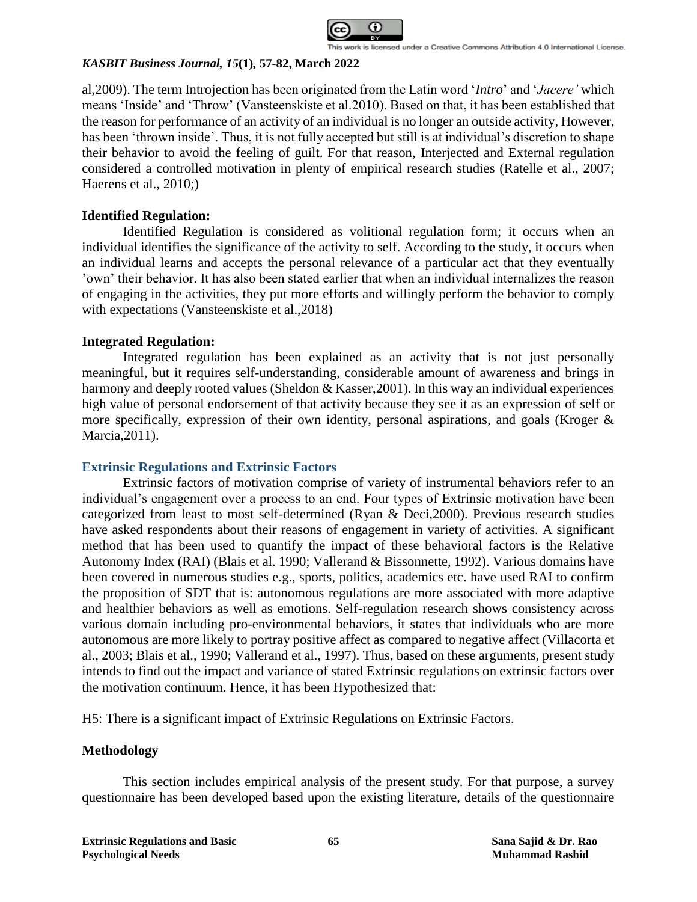al,2009). The term Introjection has been originated from the Latin word '*Intro*' and '*Jacere'* which means 'Inside' and 'Throw' (Vansteenskiste et al.2010). Based on that, it has been established that the reason for performance of an activity of an individual is no longer an outside activity, However, has been 'thrown inside'. Thus, it is not fully accepted but still is at individual's discretion to shape their behavior to avoid the feeling of guilt. For that reason, Interjected and External regulation considered a controlled motivation in plenty of empirical research studies (Ratelle et al., 2007; Haerens et al., 2010;)

### Identified Regulation:

Identified Regulation is considered as volitional regulation form; it occurs when an individual identifies the significance of the activity to self. According to the study, it occurs when an individual learns and accepts the personal relevance of a particular act that they eventually 'own' their behavior. It has also been stated earlier that when an individual internalizes the reason of engaging in the activities, they put more efforts and willingly perform the behavior to comply with expectations (Vansteenskiste et al.,2018)

### Integrated Regulation:

Integrated regulation has been explained as an activity that is not just personally meaningful, but it requires self-understanding, considerable amount of awareness and brings in harmony and deeply rooted values (Sheldon & Kasser,2001). In this way an individual experiences high value of personal endorsement of that activity because they see it as an expression of self or more specifically, expression of their own identity, personal aspirations, and goals (Kroger & Marcia,2011).

## Extrinsic Regulations and Extrinsic Factors

Extrinsic factors of motivation comprise of variety of instrumental behaviors refer to an individual's engagement over a process to an end. Four types of Extrinsic motivation have been categorized from least to most self-determined (Ryan & Deci,2000). Previous research studies have asked respondents about their reasons of engagement in variety of activities. A significant method that has been used to quantify the impact of these behavioral factors is the Relative Autonomy Index (RAI) (Blais et al. 1990; Vallerand & Bissonnette, 1992). Various domains have been covered in numerous studies e.g., sports, politics, academics etc. have used RAI to confirm the proposition of SDT that is: autonomous regulations are more associated with more adaptive and healthier behaviors as well as emotions. Self-regulation research shows consistency across various domain including pro-environmental behaviors, it states that individuals who are more autonomous are more likely to portray positive affect as compared to negative affect (Villacorta et al., 2003; Blais et al., 1990; Vallerand et al., 1997). Thus, based on these arguments, present study intends to find out the impact and variance of stated Extrinsic regulations on extrinsic factors over the motivation continuum. Hence, it has been Hypothesized that:

H5: There is a significant impact of Extrinsic Regulations on Extrinsic Factors.

## Methodology

This section includes empirical analysis of the present study. For that purpose, a survey questionnaire has been developed based upon the existing literature, details of the questionnaire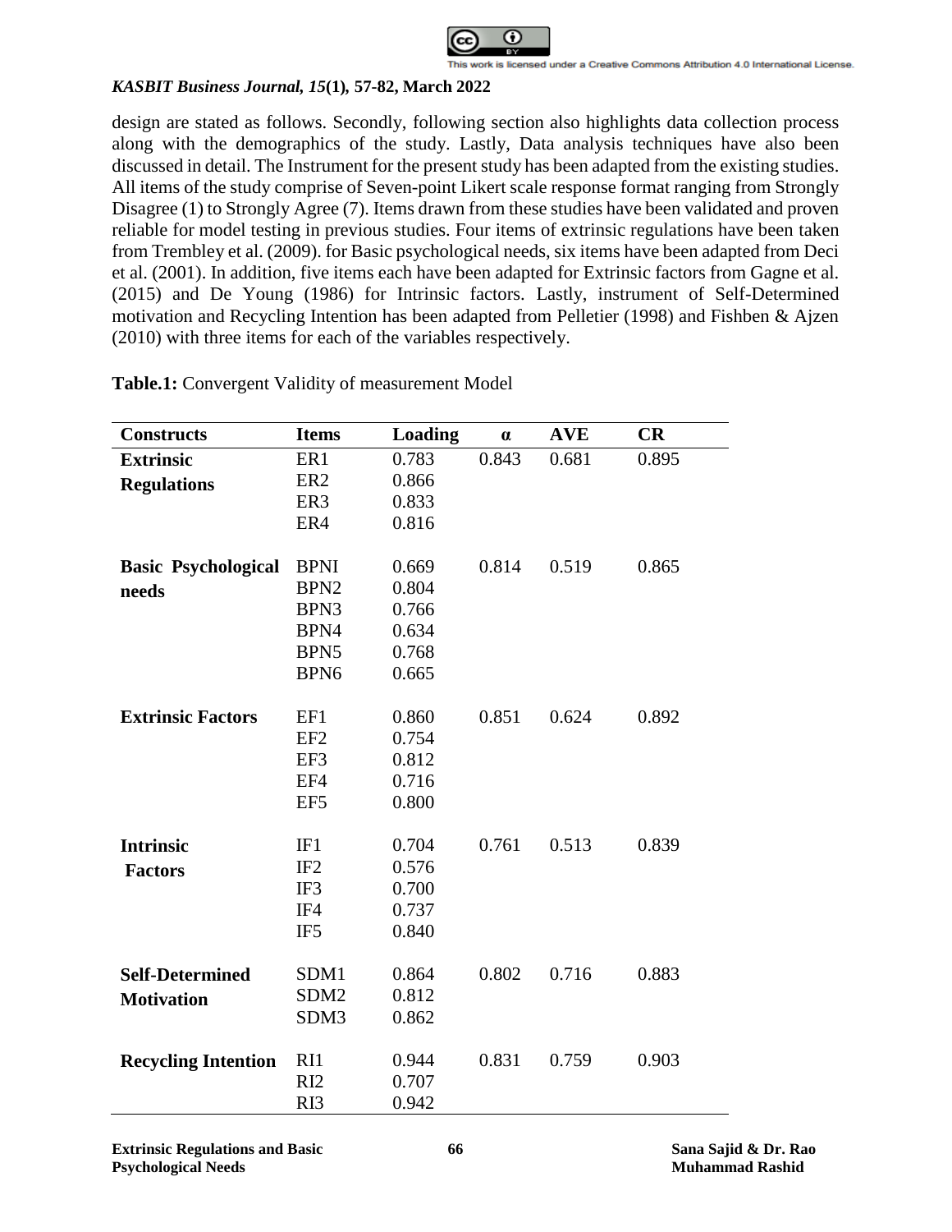design are stated as follows. Secondly, following section also highlights data collection process along with the demographics of the study. Lastly, Data analysis techniques have also been discussed in detail. The Instrument for the present study has been adapted from the existing studies. All items of the study comprise of Seven-point Likert scale response format ranging from Strongly Disagree (1) to Strongly Agree (7). Items drawn from these studies have been validated and proven reliable for model testing in previous studies. Four items of extrinsic regulations have been taken from Trembley et al. (2009). for Basic psychological needs, six items have been adapted from Deci et al. (2001). In addition, five items each have been adapted for Extrinsic factors from Gagne et al. (2015) and De Young (1986) for Intrinsic factors. Lastly, instrument of Self-Determined motivation and Recycling Intention has been adapted from Pelletier (1998) and Fishben & Ajzen (2010) with three items for each of the variables respectively.

**Table.1:** Convergent Validity of measurement Model

| Constructs | Items | Loading | α | AVE | CR |
|---|---|---|---|---|---|
| **Extrinsic Regulations** | ER1 | 0.783 | 0.843 | 0.681 | 0.895 |
| | ER2 | 0.866 | | | |
| | ER3 | 0.833 | | | |
| | ER4 | 0.816 | | | |
| **Basic Psychological needs** | BPNI | 0.669 | 0.814 | 0.519 | 0.865 |
| | BPN2 | 0.804 | | | |
| | BPN3 | 0.766 | | | |
| | BPN4 | 0.634 | | | |
| | BPN5 | 0.768 | | | |
| | BPN6 | 0.665 | | | |
| **Extrinsic Factors** | EF1 | 0.860 | 0.851 | 0.624 | 0.892 |
| | EF2 | 0.754 | | | |
| | EF3 | 0.812 | | | |
| | EF4 | 0.716 | | | |
| | EF5 | 0.800 | | | |
| **Intrinsic Factors** | IF1 | 0.704 | 0.761 | 0.513 | 0.839 |
| | IF2 | 0.576 | | | |
| | IF3 | 0.700 | | | |
| | IF4 | 0.737 | | | |
| | IF5 | 0.840 | | | |
| **Self-Determined Motivation** | SDM1 | 0.864 | 0.802 | 0.716 | 0.883 |
| | SDM2 | 0.812 | | | |
| | SDM3 | 0.862 | | | |
| **Recycling Intention** | RI1 | 0.944 | 0.831 | 0.759 | 0.903 |
| | RI2 | 0.707 | | | |
| | RI3 | 0.942 | | | |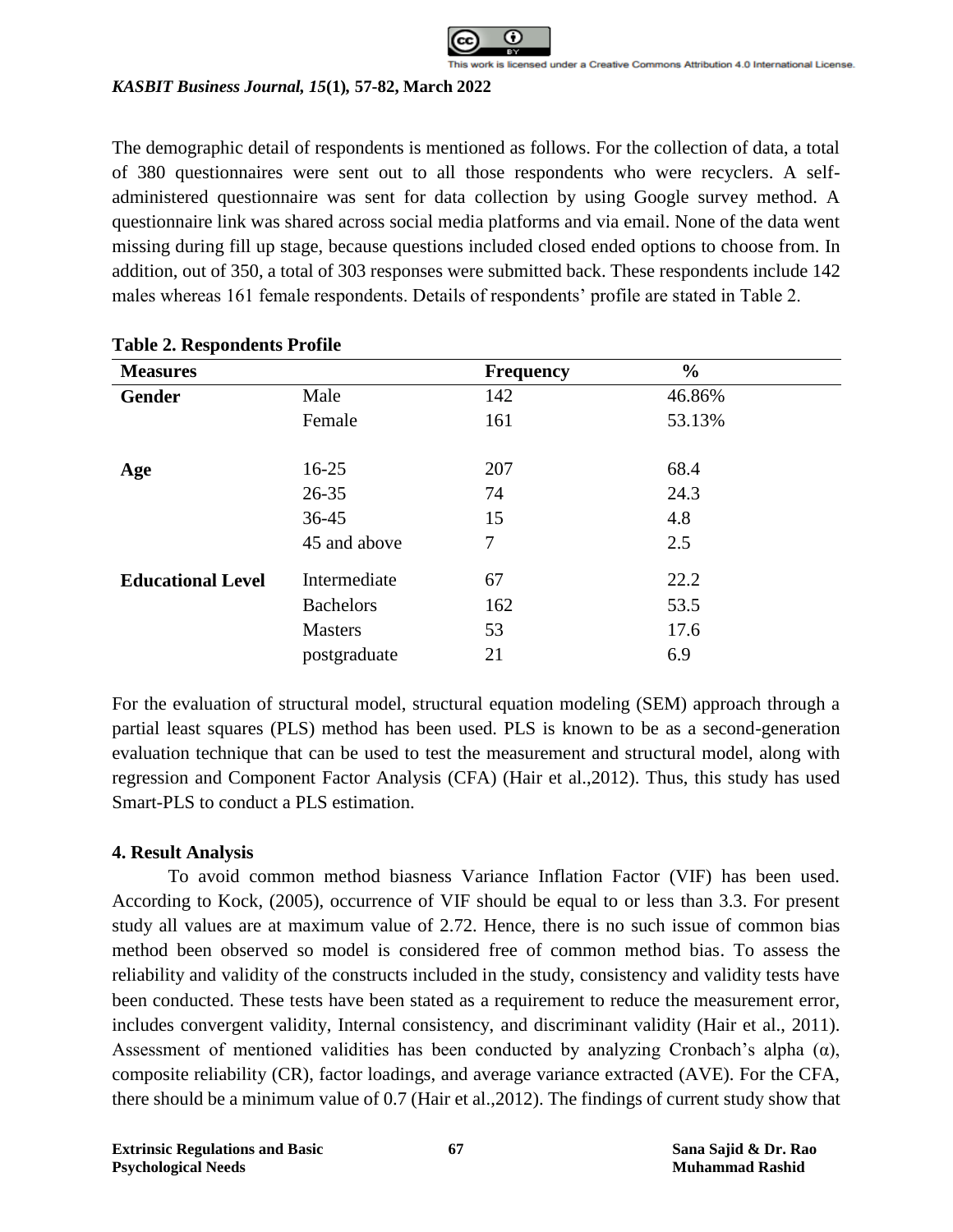The demographic detail of respondents is mentioned as follows. For the collection of data, a total of 380 questionnaires were sent out to all those respondents who were recyclers. A self-administered questionnaire was sent for data collection by using Google survey method. A questionnaire link was shared across social media platforms and via email. None of the data went missing during fill up stage, because questions included closed ended options to choose from. In addition, out of 350, a total of 303 responses were submitted back. These respondents include 142 males whereas 161 female respondents. Details of respondents' profile are stated in Table 2.

**Table 2. Respondents Profile**

| Measures | | Frequency | % |
|---|---|---|---|
| **Gender** | Male | 142 | 46.86% |
| | Female | 161 | 53.13% |
| **Age** | 16-25 | 207 | 68.4 |
| | 26-35 | 74 | 24.3 |
| | 36-45 | 15 | 4.8 |
| | 45 and above | 7 | 2.5 |
| **Educational Level** | Intermediate | 67 | 22.2 |
| | Bachelors | 162 | 53.5 |
| | Masters | 53 | 17.6 |
| | postgraduate | 21 | 6.9 |

For the evaluation of structural model, structural equation modeling (SEM) approach through a partial least squares (PLS) method has been used. PLS is known to be as a second-generation evaluation technique that can be used to test the measurement and structural model, along with regression and Component Factor Analysis (CFA) (Hair et al.,2012). Thus, this study has used Smart-PLS to conduct a PLS estimation.

## 4. Result Analysis

To avoid common method biasness Variance Inflation Factor (VIF) has been used. According to Kock, (2005), occurrence of VIF should be equal to or less than 3.3. For present study all values are at maximum value of 2.72. Hence, there is no such issue of common bias method been observed so model is considered free of common method bias. To assess the reliability and validity of the constructs included in the study, consistency and validity tests have been conducted. These tests have been stated as a requirement to reduce the measurement error, includes convergent validity, Internal consistency, and discriminant validity (Hair et al., 2011). Assessment of mentioned validities has been conducted by analyzing Cronbach's alpha ($\alpha$), composite reliability (CR), factor loadings, and average variance extracted (AVE). For the CFA, there should be a minimum value of 0.7 (Hair et al.,2012). The findings of current study show that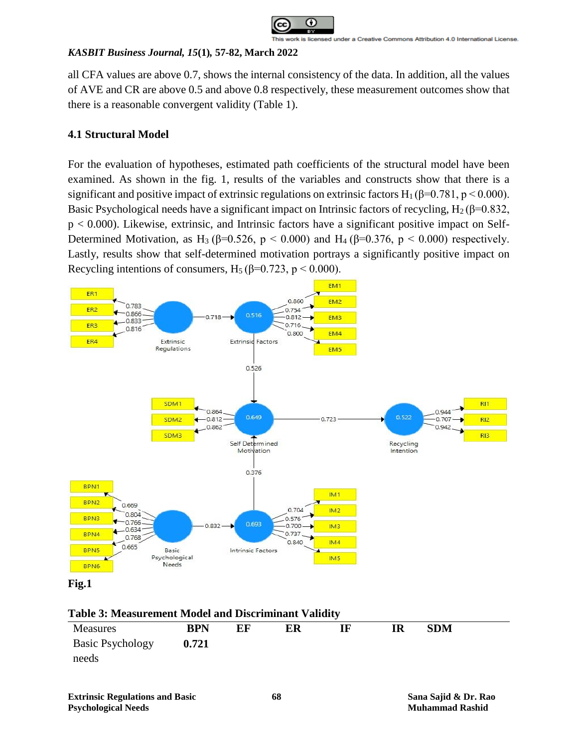all CFA values are above 0.7, shows the internal consistency of the data. In addition, all the values of AVE and CR are above 0.5 and above 0.8 respectively, these measurement outcomes show that there is a reasonable convergent validity (Table 1).

### 4.1 Structural Model

For the evaluation of hypotheses, estimated path coefficients of the structural model have been examined. As shown in the fig. 1, results of the variables and constructs show that there is a significant and positive impact of extrinsic regulations on extrinsic factors $H_1$ ($\beta$=0.781, $p < 0.000$). Basic Psychological needs have a significant impact on Intrinsic factors of recycling, $H_2$ ($\beta$=0.832, $p < 0.000$). Likewise, extrinsic, and Intrinsic factors have a significant positive impact on Self-Determined Motivation, as $H_3$ ($\beta$=0.526, $p < 0.000$) and $H_4$ ($\beta$=0.376, $p < 0.000$) respectively. Lastly, results show that self-determined motivation portrays a significantly positive impact on Recycling intentions of consumers, $H_5$ ($\beta$=0.723, $p < 0.000$).

**Fig.1**

**Table 3: Measurement Model and Discriminant Validity**

| Measures | BPN | EF | ER | IF | IR | SDM |
|---|---|---|---|---|---|---|
| Basic Psychology needs | **0.721** | | | | | |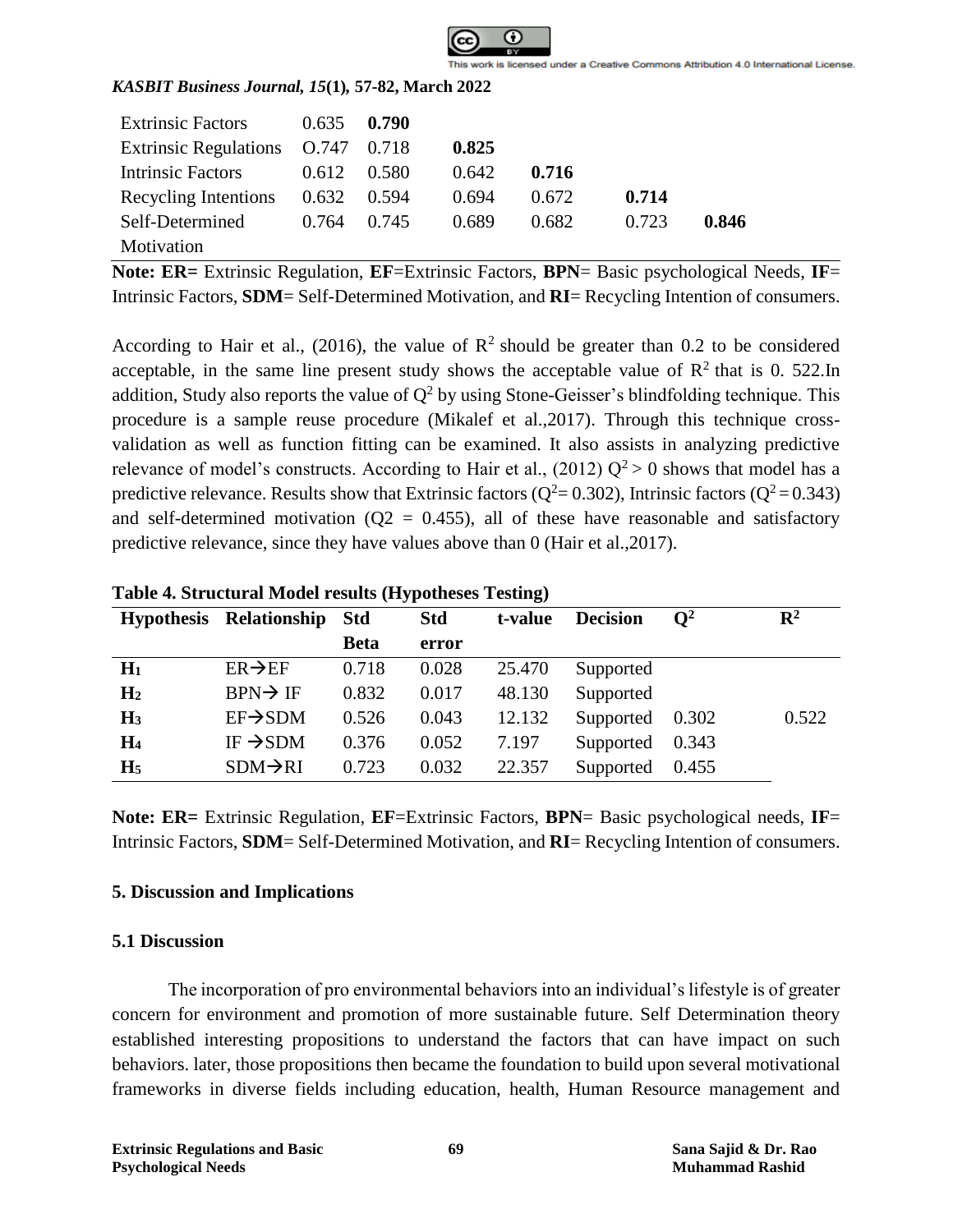| | | | | | | |
|---|---|---|---|---|---|---|
| Extrinsic Factors | 0.635 | **0.790** | | | | |
| Extrinsic Regulations | O.747 | 0.718 | **0.825** | | | |
| Intrinsic Factors | 0.612 | 0.580 | 0.642 | **0.716** | | |
| Recycling Intentions | 0.632 | 0.594 | 0.694 | 0.672 | **0.714** | |
| Self-Determined Motivation | 0.764 | 0.745 | 0.689 | 0.682 | 0.723 | **0.846** |

**Note: ER=** Extrinsic Regulation, **EF**=Extrinsic Factors, **BPN**= Basic psychological Needs, **IF**= Intrinsic Factors, **SDM**= Self-Determined Motivation, and **RI**= Recycling Intention of consumers.

According to Hair et al., (2016), the value of $R^2$ should be greater than 0.2 to be considered acceptable, in the same line present study shows the acceptable value of $R^2$ that is 0. 522.In addition, Study also reports the value of $Q^2$ by using Stone-Geisser's blindfolding technique. This procedure is a sample reuse procedure (Mikalef et al.,2017). Through this technique cross-validation as well as function fitting can be examined. It also assists in analyzing predictive relevance of model's constructs. According to Hair et al., (2012) $Q^2 > 0$ shows that model has a predictive relevance. Results show that Extrinsic factors ($Q^2$= 0.302), Intrinsic factors ($Q^2$ = 0.343) and self-determined motivation (Q2 = 0.455), all of these have reasonable and satisfactory predictive relevance, since they have values above than 0 (Hair et al.,2017).

**Table 4. Structural Model results (Hypotheses Testing)**

| Hypothesis | Relationship | Std Beta | Std error | t-value | Decision | $Q^2$ | $R^2$ |
|---|---|---|---|---|---|---|---|
| $H_1$ | ER→EF | 0.718 | 0.028 | 25.470 | Supported | | |
| $H_2$ | BPN→ IF | 0.832 | 0.017 | 48.130 | Supported | | |
| $H_3$ | EF→SDM | 0.526 | 0.043 | 12.132 | Supported | 0.302 | 0.522 |
| $H_4$ | IF →SDM | 0.376 | 0.052 | 7.197 | Supported | 0.343 | |
| $H_5$ | SDM→RI | 0.723 | 0.032 | 22.357 | Supported | 0.455 | |

**Note: ER=** Extrinsic Regulation, **EF**=Extrinsic Factors, **BPN**= Basic psychological needs, **IF**= Intrinsic Factors, **SDM**= Self-Determined Motivation, and **RI**= Recycling Intention of consumers.

## 5. Discussion and Implications

### 5.1 Discussion

The incorporation of pro environmental behaviors into an individual's lifestyle is of greater concern for environment and promotion of more sustainable future. Self Determination theory established interesting propositions to understand the factors that can have impact on such behaviors. later, those propositions then became the foundation to build upon several motivational frameworks in diverse fields including education, health, Human Resource management and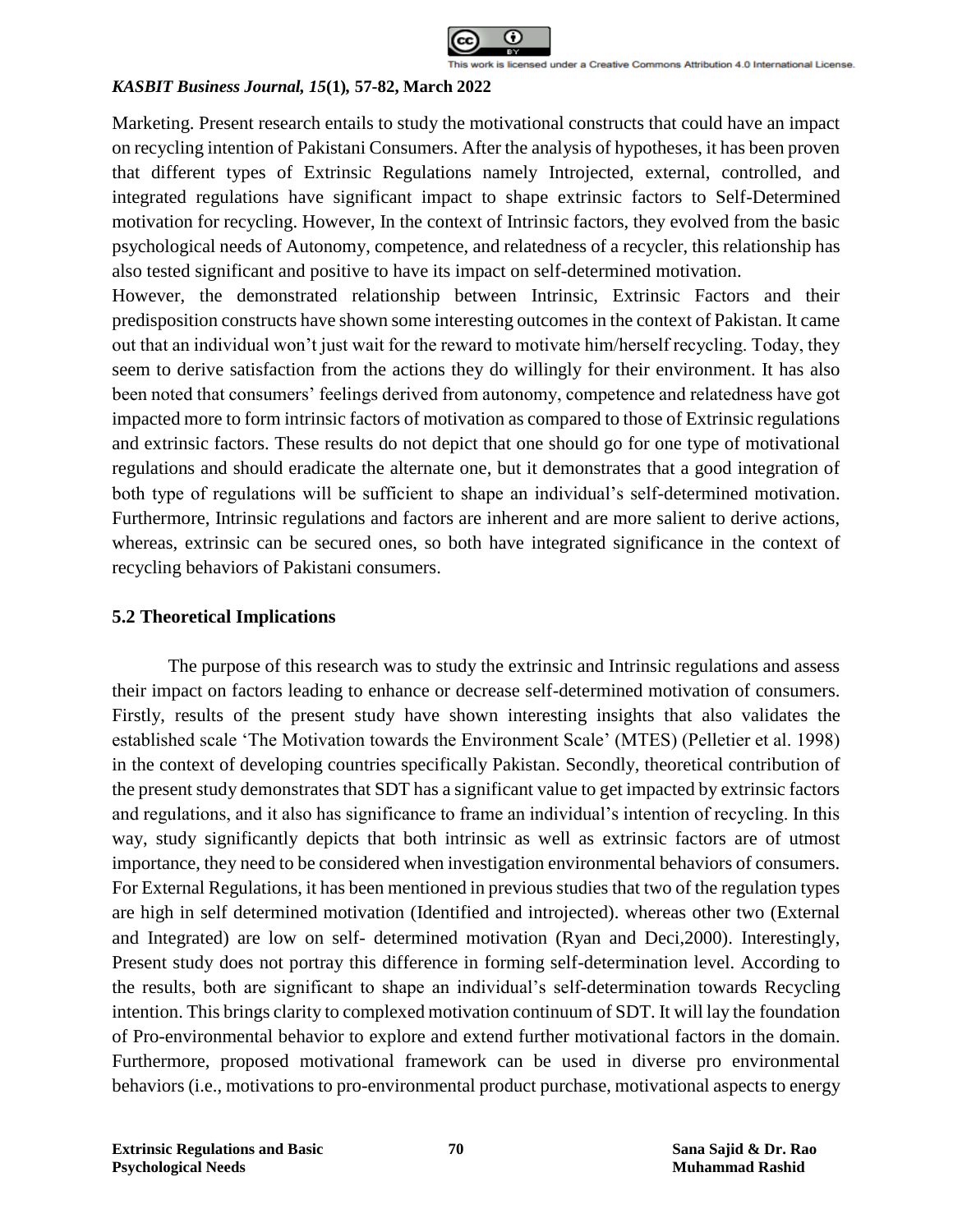Marketing. Present research entails to study the motivational constructs that could have an impact on recycling intention of Pakistani Consumers. After the analysis of hypotheses, it has been proven that different types of Extrinsic Regulations namely Introjected, external, controlled, and integrated regulations have significant impact to shape extrinsic factors to Self-Determined motivation for recycling. However, In the context of Intrinsic factors, they evolved from the basic psychological needs of Autonomy, competence, and relatedness of a recycler, this relationship has also tested significant and positive to have its impact on self-determined motivation.

However, the demonstrated relationship between Intrinsic, Extrinsic Factors and their predisposition constructs have shown some interesting outcomes in the context of Pakistan. It came out that an individual won't just wait for the reward to motivate him/herself recycling. Today, they seem to derive satisfaction from the actions they do willingly for their environment. It has also been noted that consumers' feelings derived from autonomy, competence and relatedness have got impacted more to form intrinsic factors of motivation as compared to those of Extrinsic regulations and extrinsic factors. These results do not depict that one should go for one type of motivational regulations and should eradicate the alternate one, but it demonstrates that a good integration of both type of regulations will be sufficient to shape an individual's self-determined motivation. Furthermore, Intrinsic regulations and factors are inherent and are more salient to derive actions, whereas, extrinsic can be secured ones, so both have integrated significance in the context of recycling behaviors of Pakistani consumers.

## 5.2 Theoretical Implications

The purpose of this research was to study the extrinsic and Intrinsic regulations and assess their impact on factors leading to enhance or decrease self-determined motivation of consumers. Firstly, results of the present study have shown interesting insights that also validates the established scale 'The Motivation towards the Environment Scale' (MTES) (Pelletier et al. 1998) in the context of developing countries specifically Pakistan. Secondly, theoretical contribution of the present study demonstrates that SDT has a significant value to get impacted by extrinsic factors and regulations, and it also has significance to frame an individual's intention of recycling. In this way, study significantly depicts that both intrinsic as well as extrinsic factors are of utmost importance, they need to be considered when investigation environmental behaviors of consumers. For External Regulations, it has been mentioned in previous studies that two of the regulation types are high in self determined motivation (Identified and introjected). whereas other two (External and Integrated) are low on self- determined motivation (Ryan and Deci,2000). Interestingly, Present study does not portray this difference in forming self-determination level. According to the results, both are significant to shape an individual's self-determination towards Recycling intention. This brings clarity to complexed motivation continuum of SDT. It will lay the foundation of Pro-environmental behavior to explore and extend further motivational factors in the domain. Furthermore, proposed motivational framework can be used in diverse pro environmental behaviors (i.e., motivations to pro-environmental product purchase, motivational aspects to energy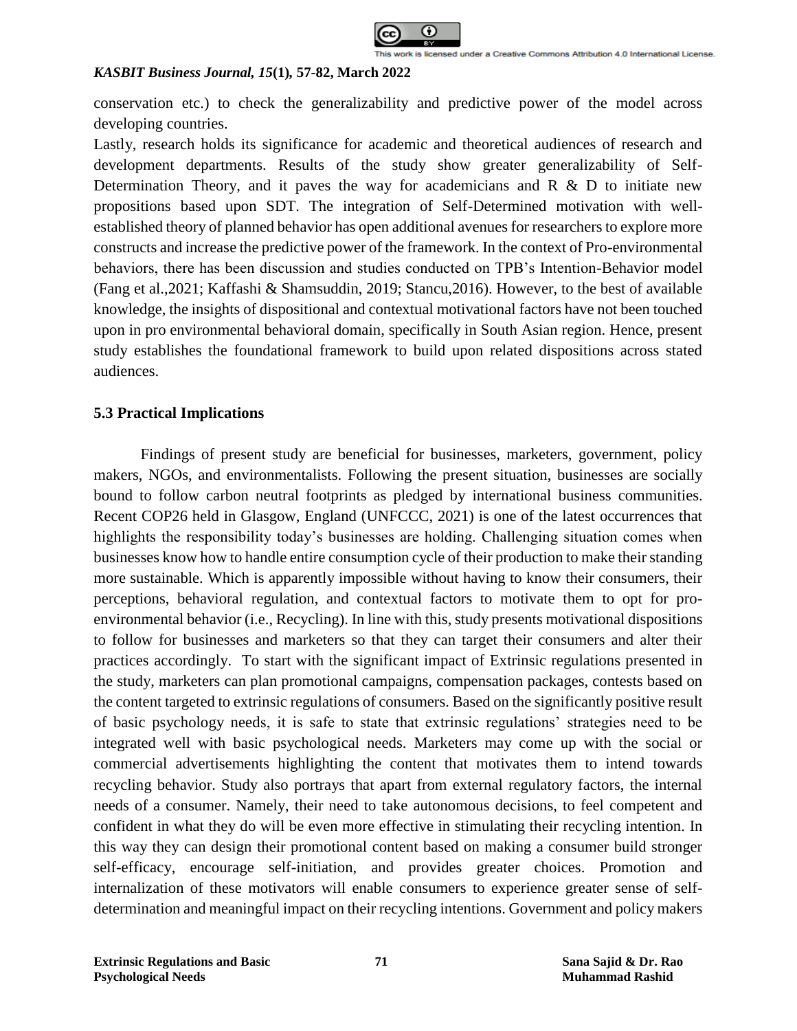conservation etc.) to check the generalizability and predictive power of the model across developing countries.

Lastly, research holds its significance for academic and theoretical audiences of research and development departments. Results of the study show greater generalizability of Self-Determination Theory, and it paves the way for academicians and R & D to initiate new propositions based upon SDT. The integration of Self-Determined motivation with well-established theory of planned behavior has open additional avenues for researchers to explore more constructs and increase the predictive power of the framework. In the context of Pro-environmental behaviors, there has been discussion and studies conducted on TPB's Intention-Behavior model (Fang et al.,2021; Kaffashi & Shamsuddin, 2019; Stancu,2016). However, to the best of available knowledge, the insights of dispositional and contextual motivational factors have not been touched upon in pro environmental behavioral domain, specifically in South Asian region. Hence, present study establishes the foundational framework to build upon related dispositions across stated audiences.

### 5.3 Practical Implications

Findings of present study are beneficial for businesses, marketers, government, policy makers, NGOs, and environmentalists. Following the present situation, businesses are socially bound to follow carbon neutral footprints as pledged by international business communities. Recent COP26 held in Glasgow, England (UNFCCC, 2021) is one of the latest occurrences that highlights the responsibility today's businesses are holding. Challenging situation comes when businesses know how to handle entire consumption cycle of their production to make their standing more sustainable. Which is apparently impossible without having to know their consumers, their perceptions, behavioral regulation, and contextual factors to motivate them to opt for pro-environmental behavior (i.e., Recycling). In line with this, study presents motivational dispositions to follow for businesses and marketers so that they can target their consumers and alter their practices accordingly. To start with the significant impact of Extrinsic regulations presented in the study, marketers can plan promotional campaigns, compensation packages, contests based on the content targeted to extrinsic regulations of consumers. Based on the significantly positive result of basic psychology needs, it is safe to state that extrinsic regulations' strategies need to be integrated well with basic psychological needs. Marketers may come up with the social or commercial advertisements highlighting the content that motivates them to intend towards recycling behavior. Study also portrays that apart from external regulatory factors, the internal needs of a consumer. Namely, their need to take autonomous decisions, to feel competent and confident in what they do will be even more effective in stimulating their recycling intention. In this way they can design their promotional content based on making a consumer build stronger self-efficacy, encourage self-initiation, and provides greater choices. Promotion and internalization of these motivators will enable consumers to experience greater sense of self-determination and meaningful impact on their recycling intentions. Government and policy makers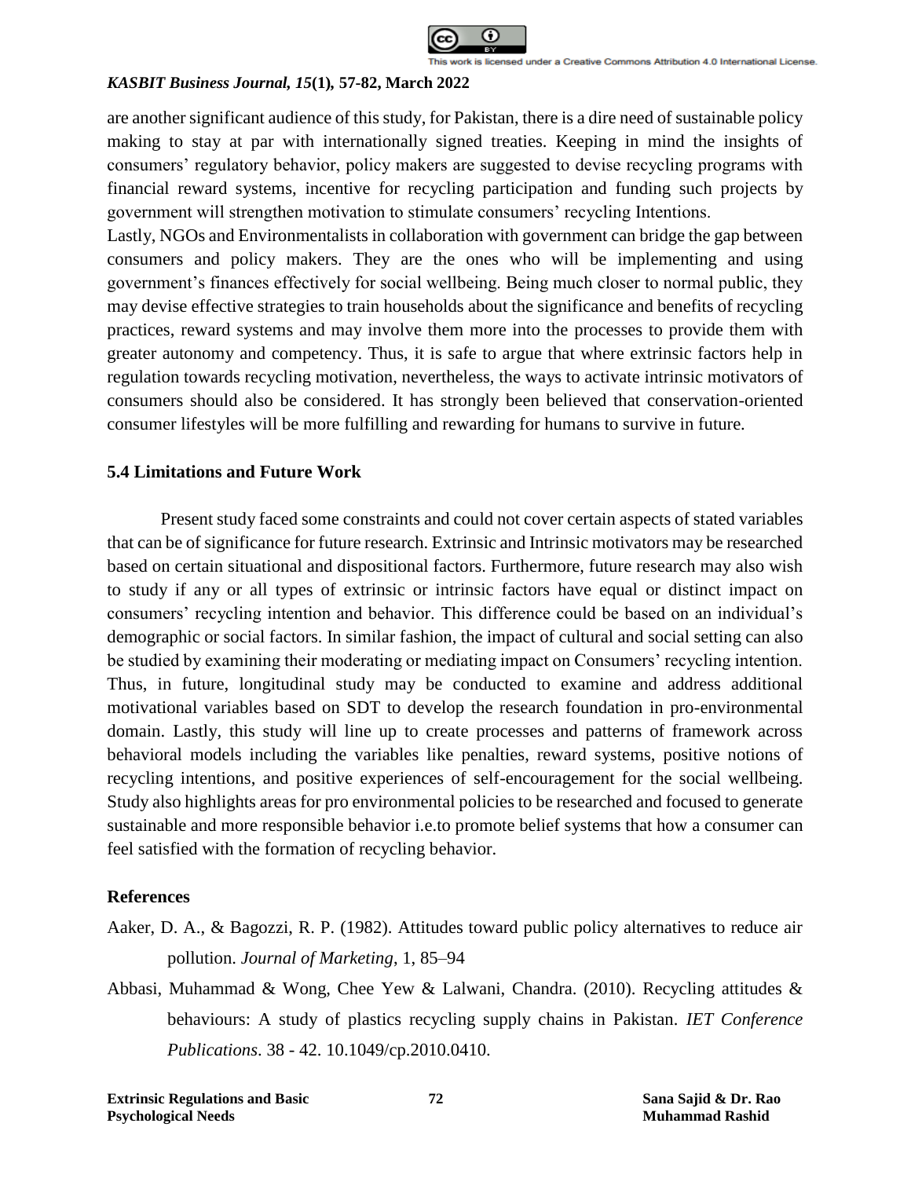are another significant audience of this study, for Pakistan, there is a dire need of sustainable policy making to stay at par with internationally signed treaties. Keeping in mind the insights of consumers' regulatory behavior, policy makers are suggested to devise recycling programs with financial reward systems, incentive for recycling participation and funding such projects by government will strengthen motivation to stimulate consumers' recycling Intentions.

Lastly, NGOs and Environmentalists in collaboration with government can bridge the gap between consumers and policy makers. They are the ones who will be implementing and using government's finances effectively for social wellbeing. Being much closer to normal public, they may devise effective strategies to train households about the significance and benefits of recycling practices, reward systems and may involve them more into the processes to provide them with greater autonomy and competency. Thus, it is safe to argue that where extrinsic factors help in regulation towards recycling motivation, nevertheless, the ways to activate intrinsic motivators of consumers should also be considered. It has strongly been believed that conservation-oriented consumer lifestyles will be more fulfilling and rewarding for humans to survive in future.

### 5.4 Limitations and Future Work

Present study faced some constraints and could not cover certain aspects of stated variables that can be of significance for future research. Extrinsic and Intrinsic motivators may be researched based on certain situational and dispositional factors. Furthermore, future research may also wish to study if any or all types of extrinsic or intrinsic factors have equal or distinct impact on consumers' recycling intention and behavior. This difference could be based on an individual's demographic or social factors. In similar fashion, the impact of cultural and social setting can also be studied by examining their moderating or mediating impact on Consumers' recycling intention. Thus, in future, longitudinal study may be conducted to examine and address additional motivational variables based on SDT to develop the research foundation in pro-environmental domain. Lastly, this study will line up to create processes and patterns of framework across behavioral models including the variables like penalties, reward systems, positive notions of recycling intentions, and positive experiences of self-encouragement for the social wellbeing. Study also highlights areas for pro environmental policies to be researched and focused to generate sustainable and more responsible behavior i.e.to promote belief systems that how a consumer can feel satisfied with the formation of recycling behavior.

### References

Aaker, D. A., & Bagozzi, R. P. (1982). Attitudes toward public policy alternatives to reduce air pollution. *Journal of Marketing*, 1, 85–94

Abbasi, Muhammad & Wong, Chee Yew & Lalwani, Chandra. (2010). Recycling attitudes & behaviours: A study of plastics recycling supply chains in Pakistan. *IET Conference Publications*. 38 - 42. 10.1049/cp.2010.0410.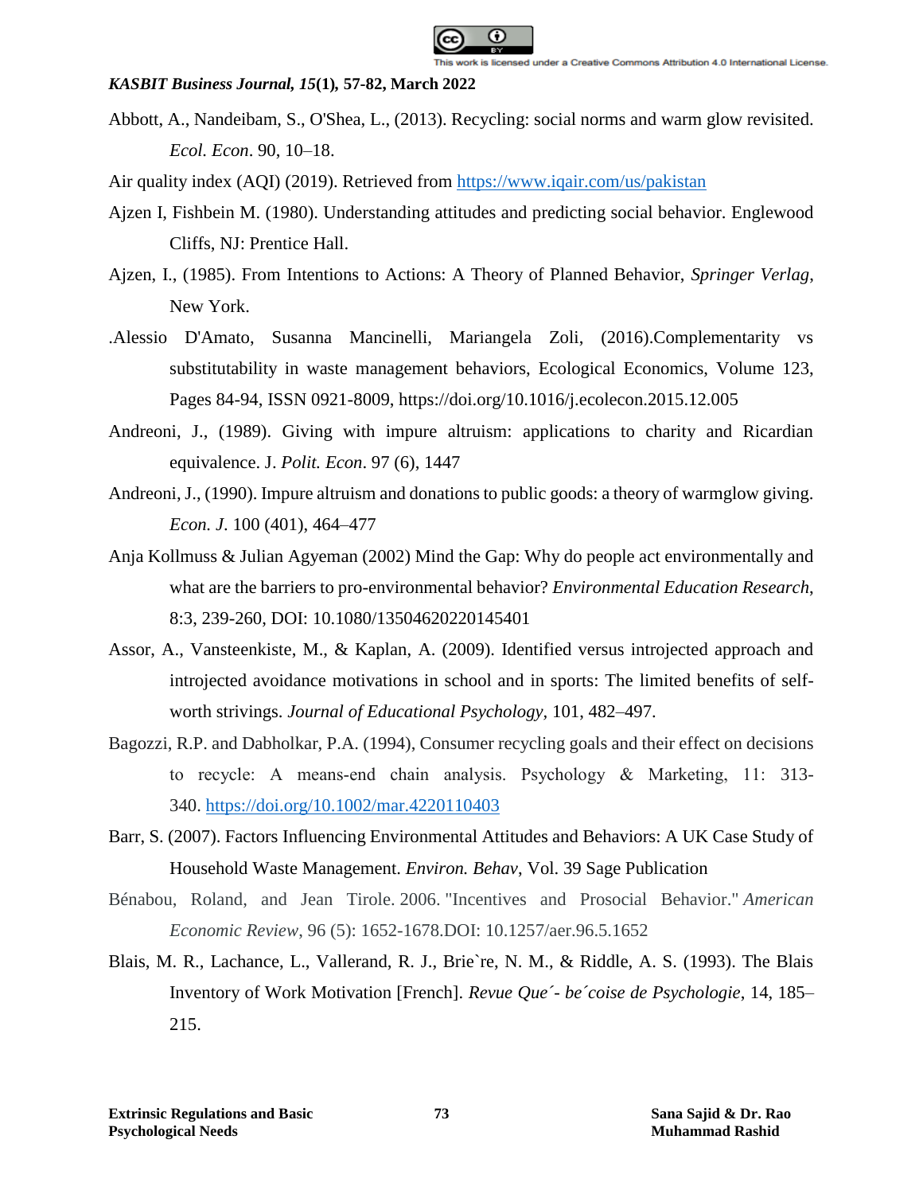Abbott, A., Nandeibam, S., O'Shea, L., (2013). Recycling: social norms and warm glow revisited. *Ecol. Econ*. 90, 10–18.

Air quality index (AQI) (2019). Retrieved from https://www.iqair.com/us/pakistan

Ajzen I, Fishbein M. (1980). Understanding attitudes and predicting social behavior. Englewood Cliffs, NJ: Prentice Hall.

Ajzen, I., (1985). From Intentions to Actions: A Theory of Planned Behavior, *Springer Verlag*, New York.

.Alessio D'Amato, Susanna Mancinelli, Mariangela Zoli, (2016).Complementarity vs substitutability in waste management behaviors, Ecological Economics, Volume 123, Pages 84-94, ISSN 0921-8009, https://doi.org/10.1016/j.ecolecon.2015.12.005

Andreoni, J., (1989). Giving with impure altruism: applications to charity and Ricardian equivalence. J. *Polit. Econ*. 97 (6), 1447

Andreoni, J., (1990). Impure altruism and donations to public goods: a theory of warmglow giving. *Econ. J*. 100 (401), 464–477

Anja Kollmuss & Julian Agyeman (2002) Mind the Gap: Why do people act environmentally and what are the barriers to pro-environmental behavior? *Environmental Education Research*, 8:3, 239-260, DOI: 10.1080/13504620220145401

Assor, A., Vansteenkiste, M., & Kaplan, A. (2009). Identified versus introjected approach and introjected avoidance motivations in school and in sports: The limited benefits of self-worth strivings. *Journal of Educational Psychology*, 101, 482–497.

Bagozzi, R.P. and Dabholkar, P.A. (1994), Consumer recycling goals and their effect on decisions to recycle: A means-end chain analysis. Psychology & Marketing, 11: 313-340. https://doi.org/10.1002/mar.4220110403

Barr, S. (2007). Factors Influencing Environmental Attitudes and Behaviors: A UK Case Study of Household Waste Management. *Environ. Behav*, Vol. 39 Sage Publication

Bénabou, Roland, and Jean Tirole. 2006. "Incentives and Prosocial Behavior." *American Economic Review*, 96 (5): 1652-1678.DOI: 10.1257/aer.96.5.1652

Blais, M. R., Lachance, L., Vallerand, R. J., Brie`re, N. M., & Riddle, A. S. (1993). The Blais Inventory of Work Motivation [French]. *Revue Que´- be´coise de Psychologie*, 14, 185–215.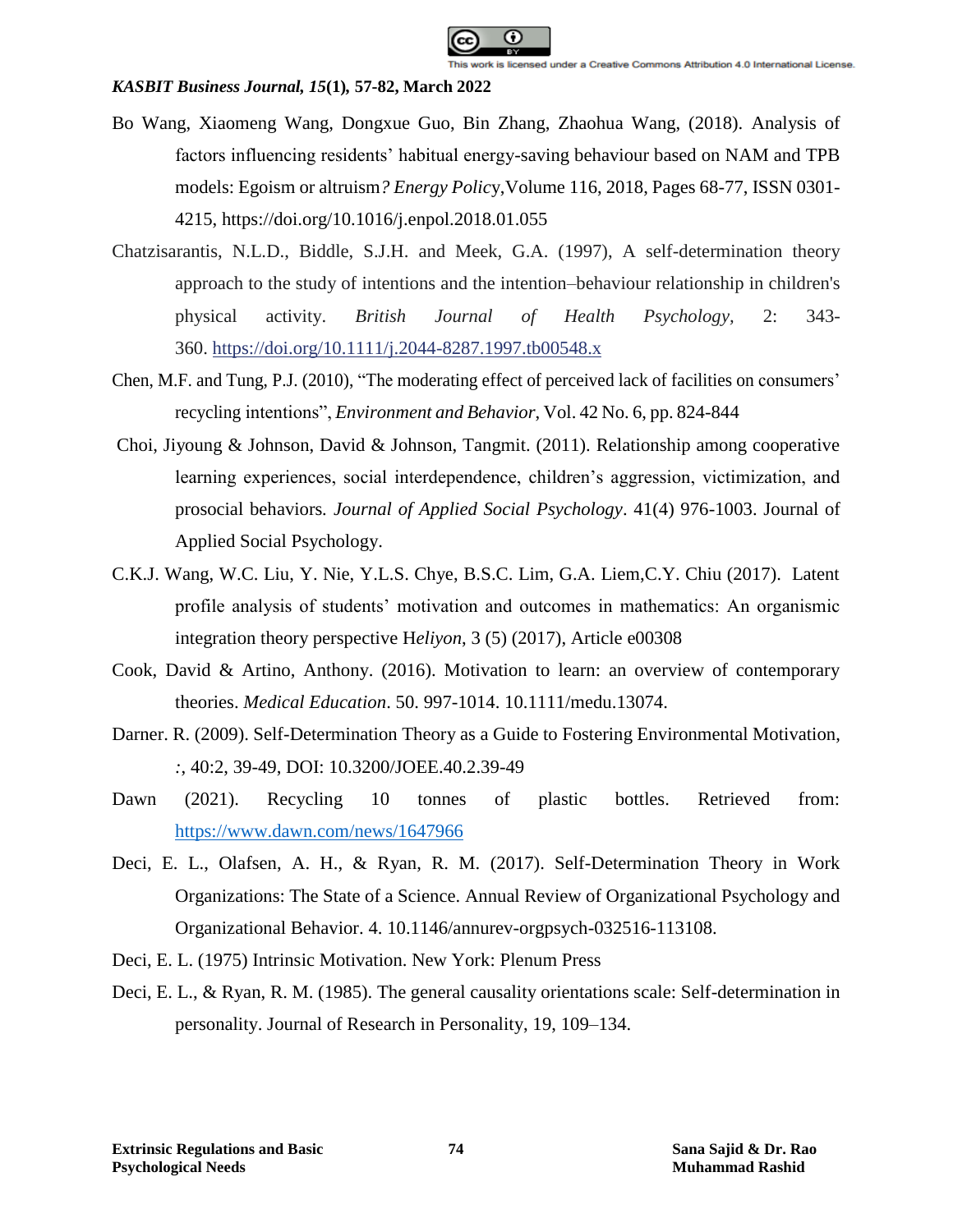Bo Wang, Xiaomeng Wang, Dongxue Guo, Bin Zhang, Zhaohua Wang, (2018). Analysis of factors influencing residents' habitual energy-saving behaviour based on NAM and TPB models: Egoism or altruism*? Energy Polic*y,Volume 116, 2018, Pages 68-77, ISSN 0301-4215, https://doi.org/10.1016/j.enpol.2018.01.055

Chatzisarantis, N.L.D., Biddle, S.J.H. and Meek, G.A. (1997), A self-determination theory approach to the study of intentions and the intention–behaviour relationship in children's physical activity. *British Journal of Health Psychology,* 2: 343-360. https://doi.org/10.1111/j.2044-8287.1997.tb00548.x

Chen, M.F. and Tung, P.J. (2010), "The moderating effect of perceived lack of facilities on consumers' recycling intentions", *Environment and Behavior*, Vol. 42 No. 6, pp. 824-844

Choi, Jiyoung & Johnson, David & Johnson, Tangmit. (2011). Relationship among cooperative learning experiences, social interdependence, children's aggression, victimization, and prosocial behaviors. *Journal of Applied Social Psychology*. 41(4) 976-1003. Journal of Applied Social Psychology.

C.K.J. Wang, W.C. Liu, Y. Nie, Y.L.S. Chye, B.S.C. Lim, G.A. Liem,C.Y. Chiu (2017). Latent profile analysis of students' motivation and outcomes in mathematics: An organismic integration theory perspective H*eliyon*, 3 (5) (2017), Article e00308

Cook, David & Artino, Anthony. (2016). Motivation to learn: an overview of contemporary theories. *Medical Education*. 50. 997-1014. 10.1111/medu.13074.

Darner. R. (2009). Self-Determination Theory as a Guide to Fostering Environmental Motivation, *:*, 40:2, 39-49, DOI: 10.3200/JOEE.40.2.39-49

Dawn (2021). Recycling 10 tonnes of plastic bottles. Retrieved from: https://www.dawn.com/news/1647966

Deci, E. L., Olafsen, A. H., & Ryan, R. M. (2017). Self-Determination Theory in Work Organizations: The State of a Science. Annual Review of Organizational Psychology and Organizational Behavior. 4. 10.1146/annurev-orgpsych-032516-113108.

Deci, E. L. (1975) Intrinsic Motivation. New York: Plenum Press

Deci, E. L., & Ryan, R. M. (1985). The general causality orientations scale: Self-determination in personality. Journal of Research in Personality, 19, 109–134.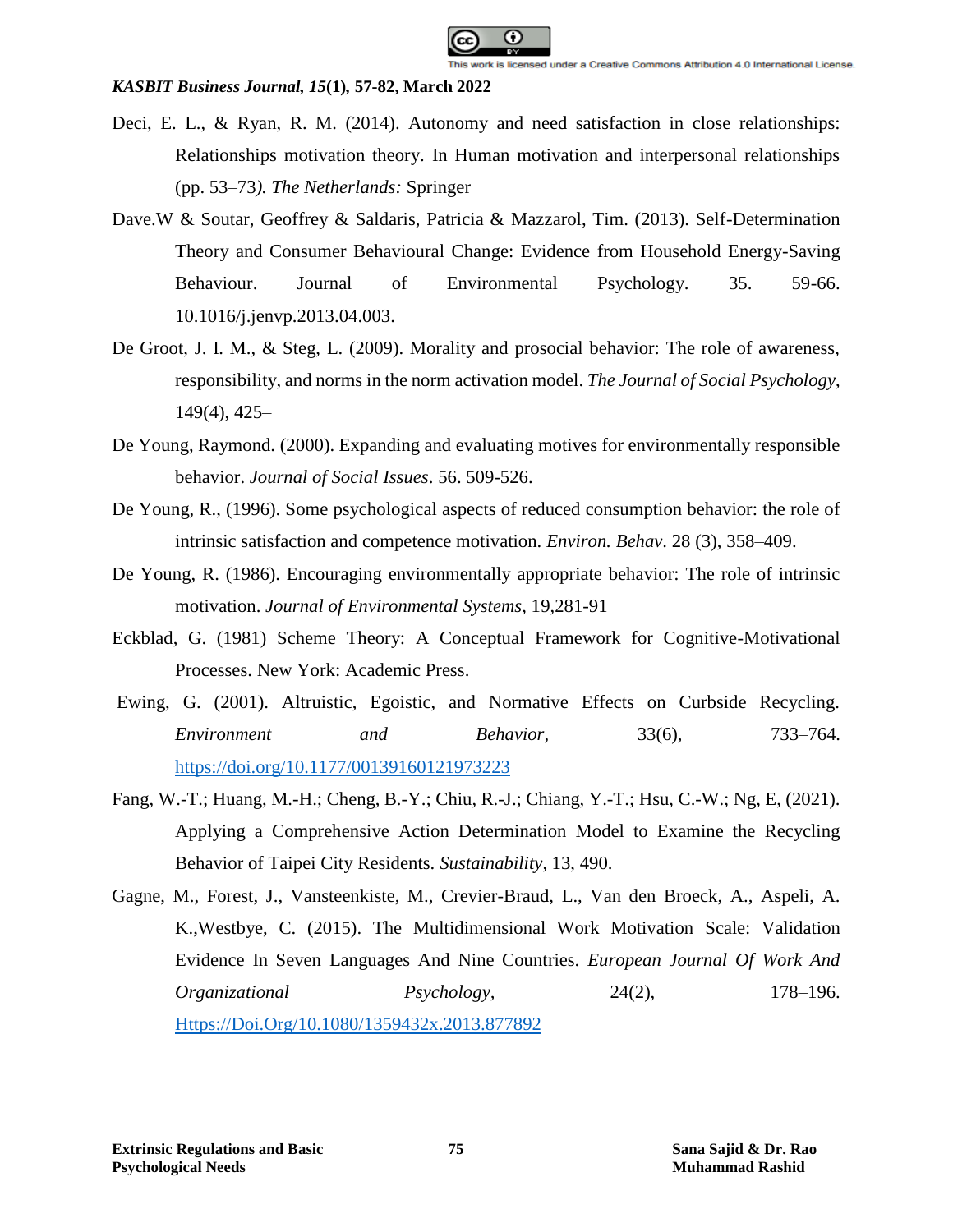Deci, E. L., & Ryan, R. M. (2014). Autonomy and need satisfaction in close relationships: Relationships motivation theory. In Human motivation and interpersonal relationships (pp. 53–73*). The Netherlands:* Springer

Dave.W & Soutar, Geoffrey & Saldaris, Patricia & Mazzarol, Tim. (2013). Self-Determination Theory and Consumer Behavioural Change: Evidence from Household Energy-Saving Behaviour. Journal of Environmental Psychology. 35. 59-66. 10.1016/j.jenvp.2013.04.003.

De Groot, J. I. M., & Steg, L. (2009). Morality and prosocial behavior: The role of awareness, responsibility, and norms in the norm activation model. *The Journal of Social Psychology*, 149(4), 425–

De Young, Raymond. (2000). Expanding and evaluating motives for environmentally responsible behavior. *Journal of Social Issues*. 56. 509-526.

De Young, R., (1996). Some psychological aspects of reduced consumption behavior: the role of intrinsic satisfaction and competence motivation. *Environ. Behav*. 28 (3), 358–409.

De Young, R. (1986). Encouraging environmentally appropriate behavior: The role of intrinsic motivation. *Journal of Environmental Systems*, 19,281-91

Eckblad, G. (1981) Scheme Theory: A Conceptual Framework for Cognitive-Motivational Processes. New York: Academic Press.

Ewing, G. (2001). Altruistic, Egoistic, and Normative Effects on Curbside Recycling. *Environment and Behavior,* 33(6), 733–764. https://doi.org/10.1177/00139160121973223

Fang, W.-T.; Huang, M.-H.; Cheng, B.-Y.; Chiu, R.-J.; Chiang, Y.-T.; Hsu, C.-W.; Ng, E, (2021). Applying a Comprehensive Action Determination Model to Examine the Recycling Behavior of Taipei City Residents. *Sustainability*, 13, 490.

Gagne, M., Forest, J., Vansteenkiste, M., Crevier-Braud, L., Van den Broeck, A., Aspeli, A. K.,Westbye, C. (2015). The Multidimensional Work Motivation Scale: Validation Evidence In Seven Languages And Nine Countries. *European Journal Of Work And Organizational Psychology,* 24(2), 178–196. Https://Doi.Org/10.1080/1359432x.2013.877892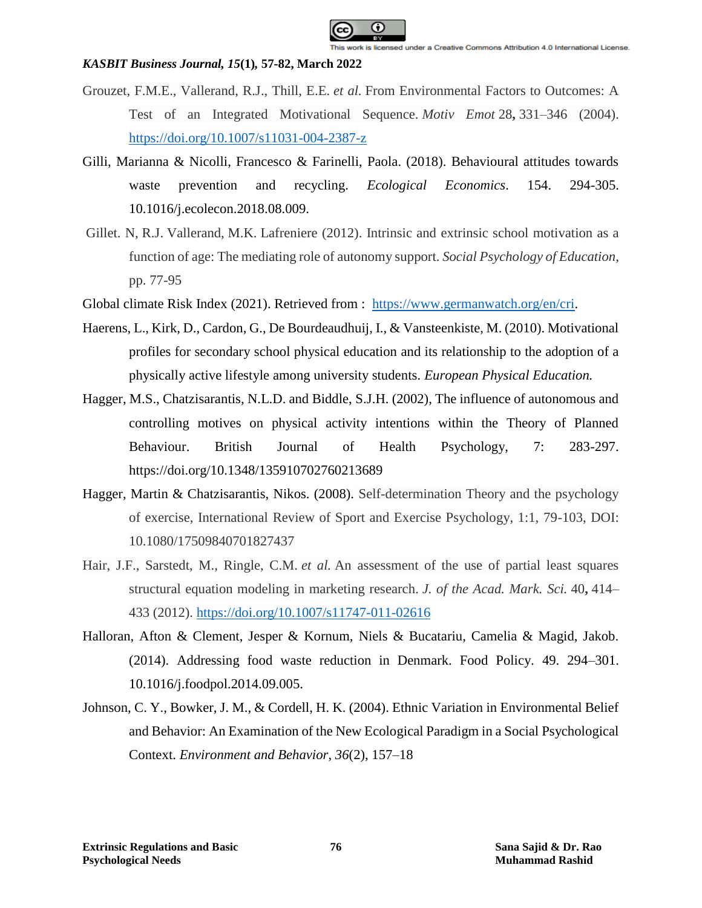Grouzet, F.M.E., Vallerand, R.J., Thill, E.E. *et al.* From Environmental Factors to Outcomes: A Test of an Integrated Motivational Sequence. *Motiv Emot* 28**,** 331–346 (2004). https://doi.org/10.1007/s11031-004-2387-z

Gilli, Marianna & Nicolli, Francesco & Farinelli, Paola. (2018). Behavioural attitudes towards waste prevention and recycling. *Ecological Economics*. 154. 294-305. 10.1016/j.ecolecon.2018.08.009.

Gillet. N, R.J. Vallerand, M.K. Lafreniere (2012). Intrinsic and extrinsic school motivation as a function of age: The mediating role of autonomy support. *Social Psychology of Education*, pp. 77-95

Global climate Risk Index (2021). Retrieved from : https://www.germanwatch.org/en/cri.

Haerens, L., Kirk, D., Cardon, G., De Bourdeaudhuij, I., & Vansteenkiste, M. (2010). Motivational profiles for secondary school physical education and its relationship to the adoption of a physically active lifestyle among university students. *European Physical Education.*

Hagger, M.S., Chatzisarantis, N.L.D. and Biddle, S.J.H. (2002), The influence of autonomous and controlling motives on physical activity intentions within the Theory of Planned Behaviour. British Journal of Health Psychology, 7: 283-297. https://doi.org/10.1348/135910702760213689

Hagger, Martin & Chatzisarantis, Nikos. (2008). Self-determination Theory and the psychology of exercise, International Review of Sport and Exercise Psychology, 1:1, 79-103, DOI: 10.1080/17509840701827437

Hair, J.F., Sarstedt, M., Ringle, C.M. *et al.* An assessment of the use of partial least squares structural equation modeling in marketing research. *J. of the Acad. Mark. Sci.* 40**,** 414–433 (2012). https://doi.org/10.1007/s11747-011-02616

Halloran, Afton & Clement, Jesper & Kornum, Niels & Bucatariu, Camelia & Magid, Jakob. (2014). Addressing food waste reduction in Denmark. Food Policy. 49. 294–301. 10.1016/j.foodpol.2014.09.005.

Johnson, C. Y., Bowker, J. M., & Cordell, H. K. (2004). Ethnic Variation in Environmental Belief and Behavior: An Examination of the New Ecological Paradigm in a Social Psychological Context. *Environment and Behavior*, *36*(2), 157–18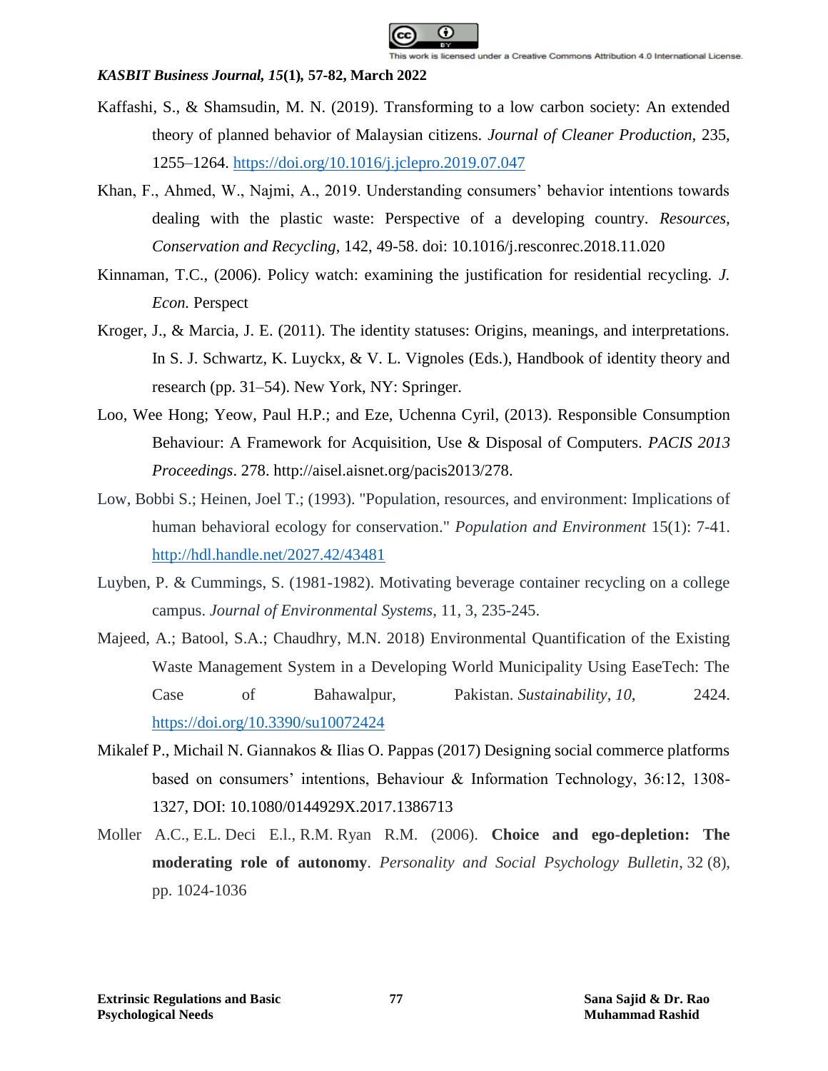Kaffashi, S., & Shamsudin, M. N. (2019). Transforming to a low carbon society: An extended theory of planned behavior of Malaysian citizens. *Journal of Cleaner Production,* 235, 1255–1264. https://doi.org/10.1016/j.jclepro.2019.07.047

Khan, F., Ahmed, W., Najmi, A., 2019. Understanding consumers' behavior intentions towards dealing with the plastic waste: Perspective of a developing country. *Resources, Conservation and Recycling*, 142, 49-58. doi: 10.1016/j.resconrec.2018.11.020

Kinnaman, T.C., (2006). Policy watch: examining the justification for residential recycling. *J. Econ.* Perspect

Kroger, J., & Marcia, J. E. (2011). The identity statuses: Origins, meanings, and interpretations. In S. J. Schwartz, K. Luyckx, & V. L. Vignoles (Eds.), Handbook of identity theory and research (pp. 31–54). New York, NY: Springer.

Loo, Wee Hong; Yeow, Paul H.P.; and Eze, Uchenna Cyril, (2013). Responsible Consumption Behaviour: A Framework for Acquisition, Use & Disposal of Computers. *PACIS 2013 Proceedings*. 278. http://aisel.aisnet.org/pacis2013/278.

Low, Bobbi S.; Heinen, Joel T.; (1993). "Population, resources, and environment: Implications of human behavioral ecology for conservation." *Population and Environment* 15(1): 7-41. http://hdl.handle.net/2027.42/43481

Luyben, P. & Cummings, S. (1981-1982). Motivating beverage container recycling on a college campus. *Journal of Environmental Systems*, 11, 3, 235-245.

Majeed, A.; Batool, S.A.; Chaudhry, M.N. 2018) Environmental Quantification of the Existing Waste Management System in a Developing World Municipality Using EaseTech: The Case of Bahawalpur, Pakistan. *Sustainability*, *10*, 2424. https://doi.org/10.3390/su10072424

Mikalef P., Michail N. Giannakos & Ilias O. Pappas (2017) Designing social commerce platforms based on consumers' intentions, Behaviour & Information Technology, 36:12, 1308-1327, DOI: 10.1080/0144929X.2017.1386713

Moller A.C., E.L. Deci E.l., R.M. Ryan R.M. (2006). **Choice and ego-depletion: The moderating role of autonomy**. *Personality and Social Psychology Bulletin*, 32 (8), pp. 1024-1036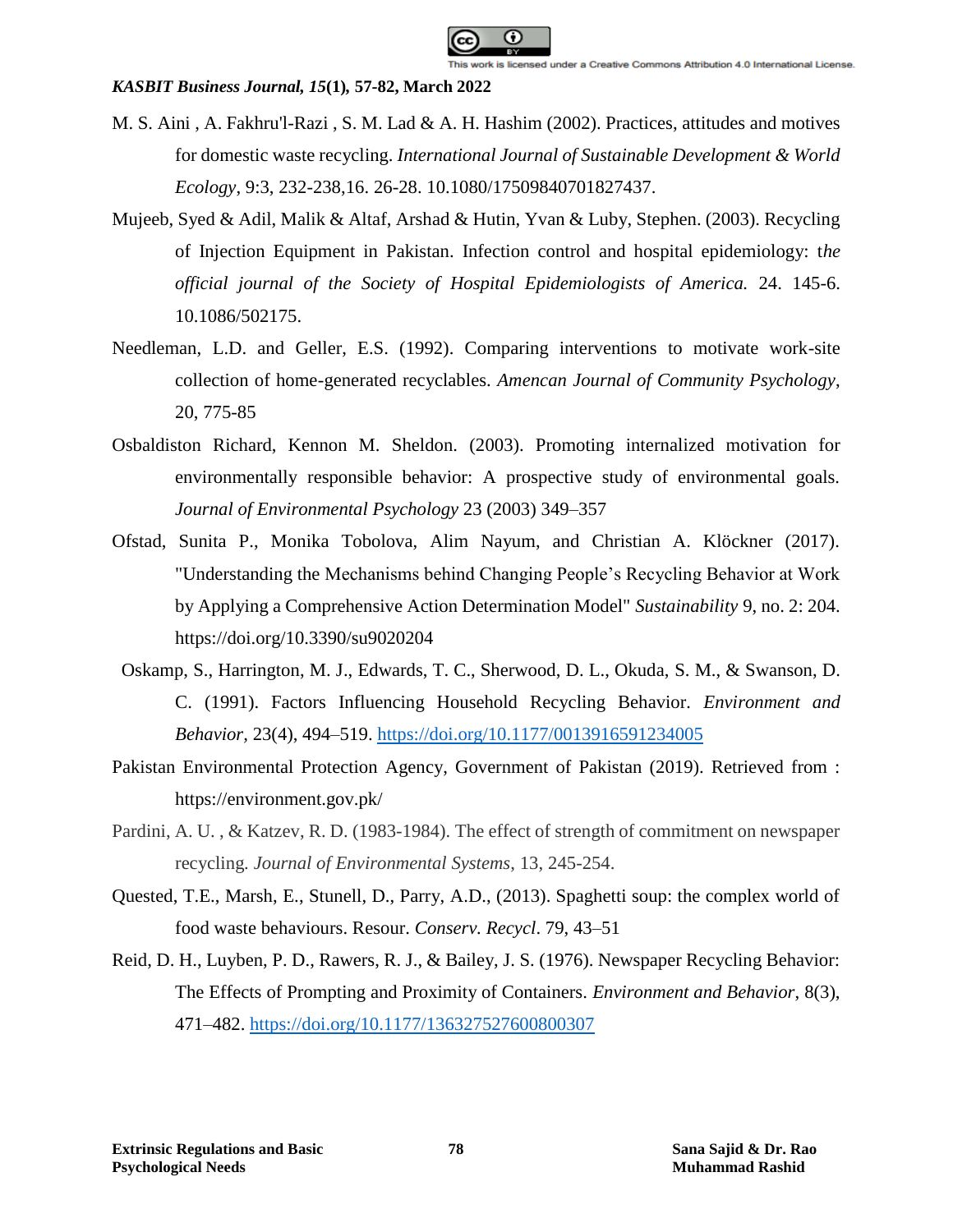M. S. Aini , A. Fakhru'l-Razi , S. M. Lad & A. H. Hashim (2002). Practices, attitudes and motives for domestic waste recycling. *International Journal of Sustainable Development & World Ecology*, 9:3, 232-238,16. 26-28. 10.1080/17509840701827437.

Mujeeb, Syed & Adil, Malik & Altaf, Arshad & Hutin, Yvan & Luby, Stephen. (2003). Recycling of Injection Equipment in Pakistan. Infection control and hospital epidemiology: t*he official journal of the Society of Hospital Epidemiologists of America.* 24. 145-6. 10.1086/502175.

Needleman, L.D. and Geller, E.S. (1992). Comparing interventions to motivate work-site collection of home-generated recyclables. *Amencan Journal of Community Psychology*, 20, 775-85

Osbaldiston Richard, Kennon M. Sheldon. (2003). Promoting internalized motivation for environmentally responsible behavior: A prospective study of environmental goals. *Journal of Environmental Psychology* 23 (2003) 349–357

Ofstad, Sunita P., Monika Tobolova, Alim Nayum, and Christian A. Klöckner (2017). "Understanding the Mechanisms behind Changing People's Recycling Behavior at Work by Applying a Comprehensive Action Determination Model" *Sustainability* 9, no. 2: 204. https://doi.org/10.3390/su9020204

Oskamp, S., Harrington, M. J., Edwards, T. C., Sherwood, D. L., Okuda, S. M., & Swanson, D. C. (1991). Factors Influencing Household Recycling Behavior. *Environment and Behavior*, 23(4), 494–519. https://doi.org/10.1177/0013916591234005

Pakistan Environmental Protection Agency, Government of Pakistan (2019). Retrieved from : https://environment.gov.pk/

Pardini, A. U. , & Katzev, R. D. (1983-1984). The effect of strength of commitment on newspaper recycling. *Journal of Environmental Systems*, 13, 245-254.

Quested, T.E., Marsh, E., Stunell, D., Parry, A.D., (2013). Spaghetti soup: the complex world of food waste behaviours. Resour. *Conserv. Recycl*. 79, 43–51

Reid, D. H., Luyben, P. D., Rawers, R. J., & Bailey, J. S. (1976). Newspaper Recycling Behavior: The Effects of Prompting and Proximity of Containers. *Environment and Behavior*, 8(3), 471–482. https://doi.org/10.1177/136327527600800307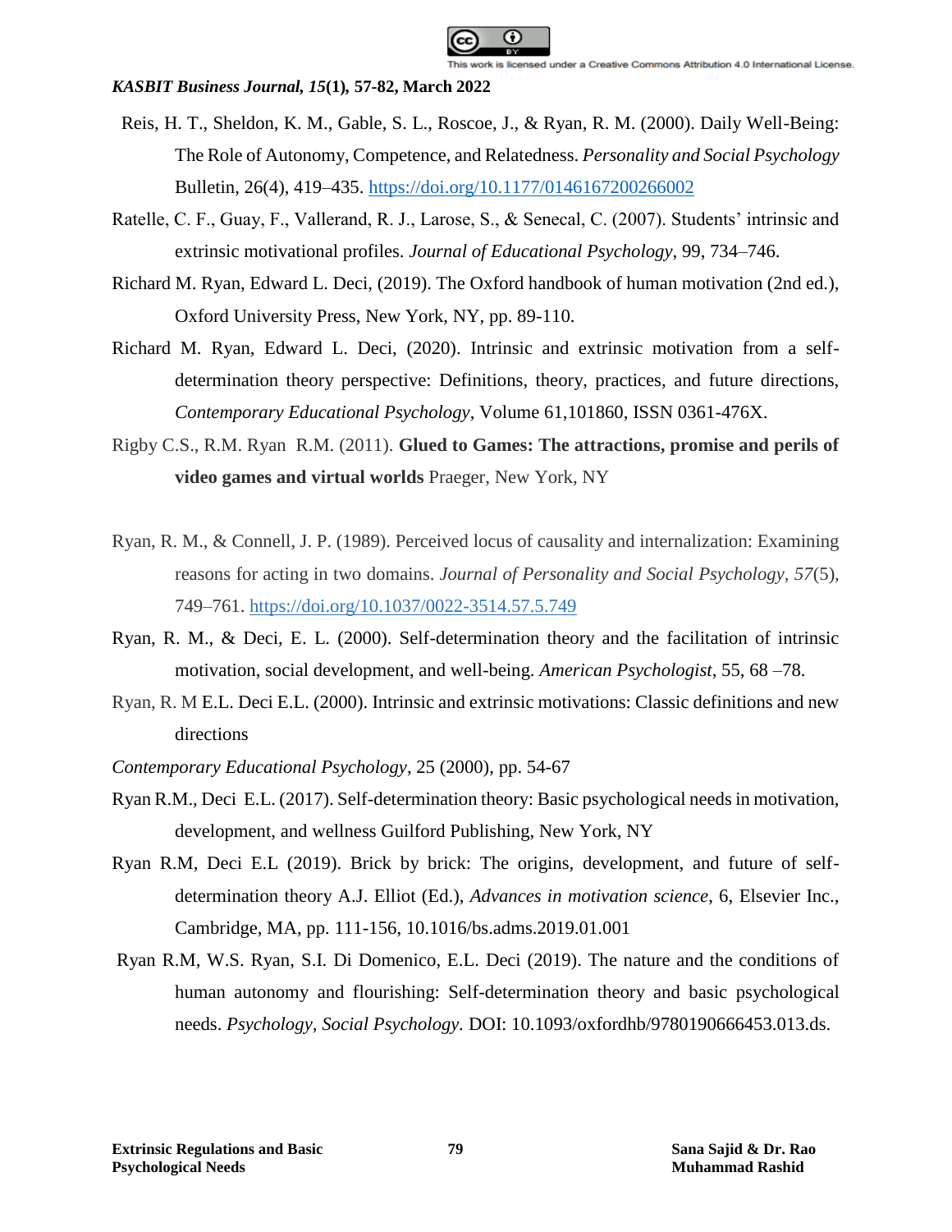Reis, H. T., Sheldon, K. M., Gable, S. L., Roscoe, J., & Ryan, R. M. (2000). Daily Well-Being: The Role of Autonomy, Competence, and Relatedness. *Personality and Social Psychology* Bulletin, 26(4), 419–435. https://doi.org/10.1177/0146167200266002

Ratelle, C. F., Guay, F., Vallerand, R. J., Larose, S., & Senecal, C. (2007). Students' intrinsic and extrinsic motivational profiles. *Journal of Educational Psychology*, 99, 734–746.

Richard M. Ryan, Edward L. Deci, (2019). The Oxford handbook of human motivation (2nd ed.), Oxford University Press, New York, NY, pp. 89-110.

Richard M. Ryan, Edward L. Deci, (2020). Intrinsic and extrinsic motivation from a self-determination theory perspective: Definitions, theory, practices, and future directions, *Contemporary Educational Psychology*, Volume 61,101860, ISSN 0361-476X.

Rigby C.S., R.M. Ryan R.M. (2011). **Glued to Games: The attractions, promise and perils of video games and virtual worlds** Praeger, New York, NY

Ryan, R. M., & Connell, J. P. (1989). Perceived locus of causality and internalization: Examining reasons for acting in two domains. *Journal of Personality and Social Psychology, 57*(5), 749–761. https://doi.org/10.1037/0022-3514.57.5.749

Ryan, R. M., & Deci, E. L. (2000). Self-determination theory and the facilitation of intrinsic motivation, social development, and well-being. *American Psychologist*, 55, 68 –78.

Ryan, R. M E.L. Deci E.L. (2000). Intrinsic and extrinsic motivations: Classic definitions and new directions

*Contemporary Educational Psychology*, 25 (2000), pp. 54-67

Ryan R.M., Deci E.L. (2017). Self-determination theory: Basic psychological needs in motivation, development, and wellness Guilford Publishing, New York, NY

Ryan R.M, Deci E.L (2019). Brick by brick: The origins, development, and future of self-determination theory A.J. Elliot (Ed.), *Advances in motivation science*, 6, Elsevier Inc., Cambridge, MA, pp. 111-156, 10.1016/bs.adms.2019.01.001

Ryan R.M, W.S. Ryan, S.I. Di Domenico, E.L. Deci (2019). The nature and the conditions of human autonomy and flourishing: Self-determination theory and basic psychological needs. *Psychology, Social Psychology.* DOI: 10.1093/oxfordhb/9780190666453.013.ds.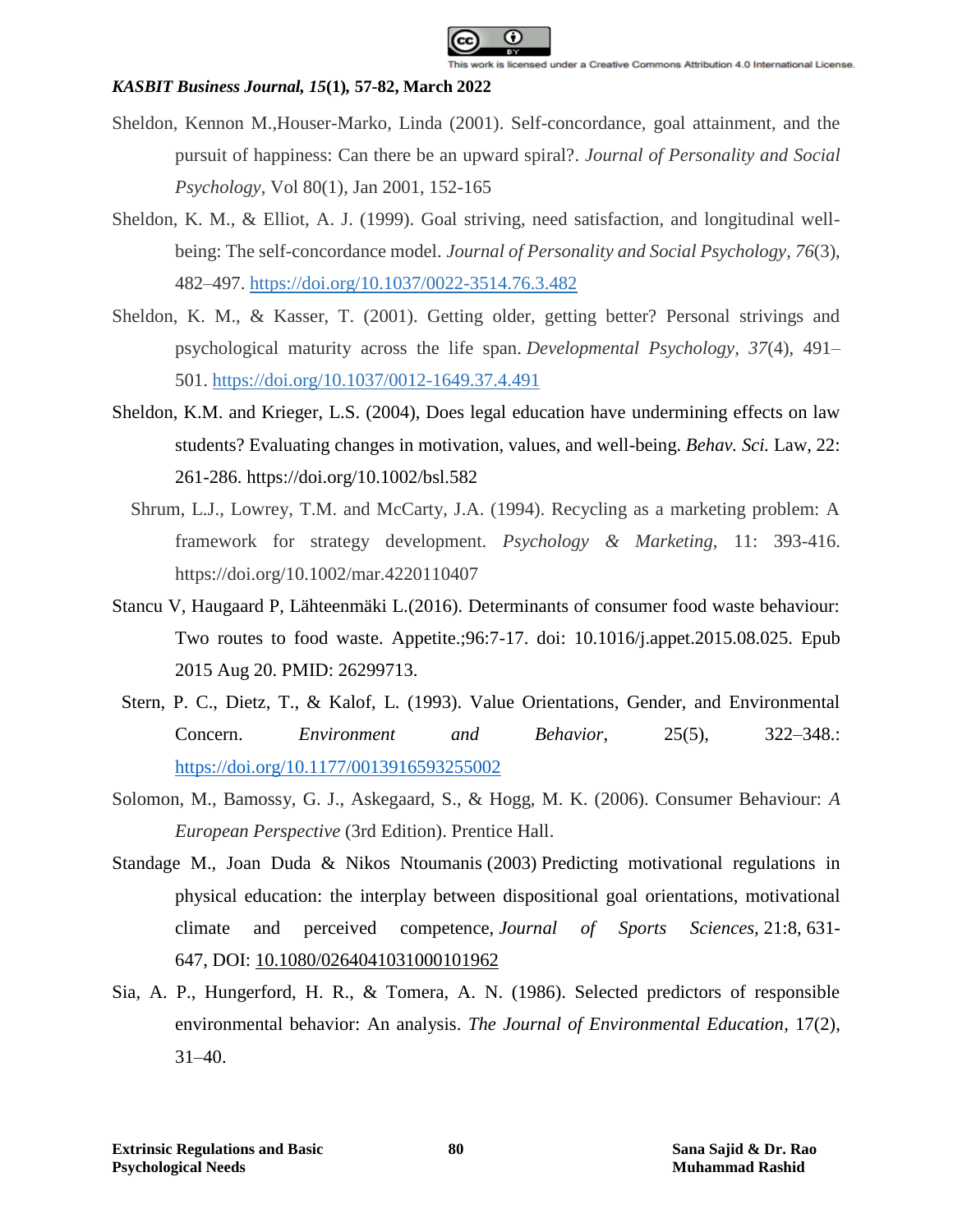Sheldon, Kennon M.,Houser-Marko, Linda (2001). Self-concordance, goal attainment, and the pursuit of happiness: Can there be an upward spiral?. *Journal of Personality and Social Psychology*, Vol 80(1), Jan 2001, 152-165

Sheldon, K. M., & Elliot, A. J. (1999). Goal striving, need satisfaction, and longitudinal well-being: The self-concordance model. *Journal of Personality and Social Psychology*, *76*(3), 482–497. https://doi.org/10.1037/0022-3514.76.3.482

Sheldon, K. M., & Kasser, T. (2001). Getting older, getting better? Personal strivings and psychological maturity across the life span. *Developmental Psychology*, *37*(4), 491–501. https://doi.org/10.1037/0012-1649.37.4.491

Sheldon, K.M. and Krieger, L.S. (2004), Does legal education have undermining effects on law students? Evaluating changes in motivation, values, and well-being. *Behav. Sci.* Law, 22: 261-286. https://doi.org/10.1002/bsl.582

Shrum, L.J., Lowrey, T.M. and McCarty, J.A. (1994). Recycling as a marketing problem: A framework for strategy development. *Psychology & Marketing,* 11: 393-416. https://doi.org/10.1002/mar.4220110407

Stancu V, Haugaard P, Lähteenmäki L.(2016). Determinants of consumer food waste behaviour: Two routes to food waste. Appetite.;96:7-17. doi: 10.1016/j.appet.2015.08.025. Epub 2015 Aug 20. PMID: 26299713.

Stern, P. C., Dietz, T., & Kalof, L. (1993). Value Orientations, Gender, and Environmental Concern. *Environment and Behavior*, 25(5), 322–348.: https://doi.org/10.1177/0013916593255002

Solomon, M., Bamossy, G. J., Askegaard, S., & Hogg, M. K. (2006). Consumer Behaviour: *A European Perspective* (3rd Edition). Prentice Hall.

Standage M., Joan Duda & Nikos Ntoumanis (2003) Predicting motivational regulations in physical education: the interplay between dispositional goal orientations, motivational climate and perceived competence, *Journal of Sports Sciences*, 21:8, 631-647, DOI: 10.1080/0264041031000101962

Sia, A. P., Hungerford, H. R., & Tomera, A. N. (1986). Selected predictors of responsible environmental behavior: An analysis. *The Journal of Environmental Education*, 17(2), 31–40.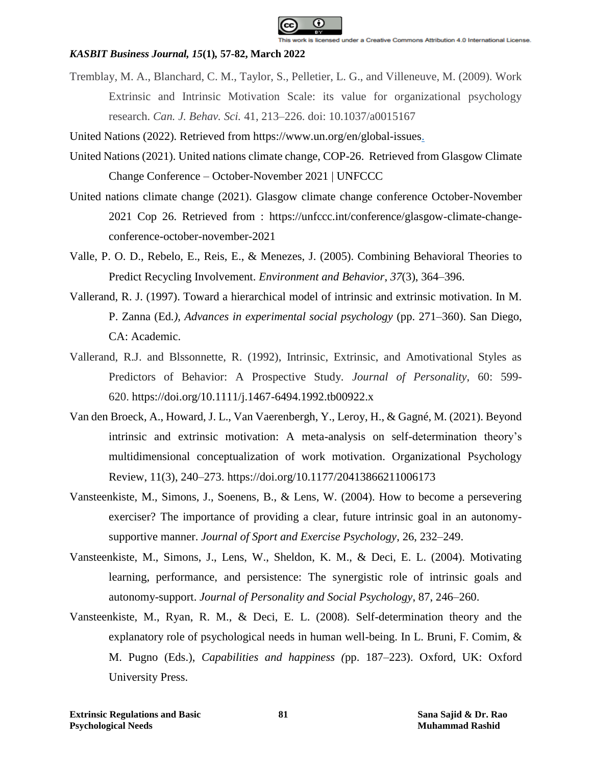Tremblay, M. A., Blanchard, C. M., Taylor, S., Pelletier, L. G., and Villeneuve, M. (2009). Work Extrinsic and Intrinsic Motivation Scale: its value for organizational psychology research. *Can. J. Behav. Sci.* 41, 213–226. doi: 10.1037/a0015167

United Nations (2022). Retrieved from https://www.un.org/en/global-issues.

United Nations (2021). United nations climate change, COP-26. Retrieved from Glasgow Climate Change Conference – October-November 2021 | UNFCCC

United nations climate change (2021). Glasgow climate change conference October-November 2021 Cop 26. Retrieved from : https://unfccc.int/conference/glasgow-climate-change-conference-october-november-2021

Valle, P. O. D., Rebelo, E., Reis, E., & Menezes, J. (2005). Combining Behavioral Theories to Predict Recycling Involvement. *Environment and Behavior*, *37*(3), 364–396.

Vallerand, R. J. (1997). Toward a hierarchical model of intrinsic and extrinsic motivation. In M. P. Zanna (Ed*.), Advances in experimental social psychology* (pp. 271–360). San Diego, CA: Academic.

Vallerand, R.J. and Blssonnette, R. (1992), Intrinsic, Extrinsic, and Amotivational Styles as Predictors of Behavior: A Prospective Study. *Journal of Personality*, 60: 599-620. https://doi.org/10.1111/j.1467-6494.1992.tb00922.x

Van den Broeck, A., Howard, J. L., Van Vaerenbergh, Y., Leroy, H., & Gagné, M. (2021). Beyond intrinsic and extrinsic motivation: A meta-analysis on self-determination theory's multidimensional conceptualization of work motivation. Organizational Psychology Review, 11(3), 240–273. https://doi.org/10.1177/20413866211006173

Vansteenkiste, M., Simons, J., Soenens, B., & Lens, W. (2004). How to become a persevering exerciser? The importance of providing a clear, future intrinsic goal in an autonomy-supportive manner. *Journal of Sport and Exercise Psychology*, 26, 232–249.

Vansteenkiste, M., Simons, J., Lens, W., Sheldon, K. M., & Deci, E. L. (2004). Motivating learning, performance, and persistence: The synergistic role of intrinsic goals and autonomy-support. *Journal of Personality and Social Psychology*, 87, 246–260.

Vansteenkiste, M., Ryan, R. M., & Deci, E. L. (2008). Self-determination theory and the explanatory role of psychological needs in human well-being. In L. Bruni, F. Comim, & M. Pugno (Eds.), *Capabilities and happiness (*pp. 187–223). Oxford, UK: Oxford University Press.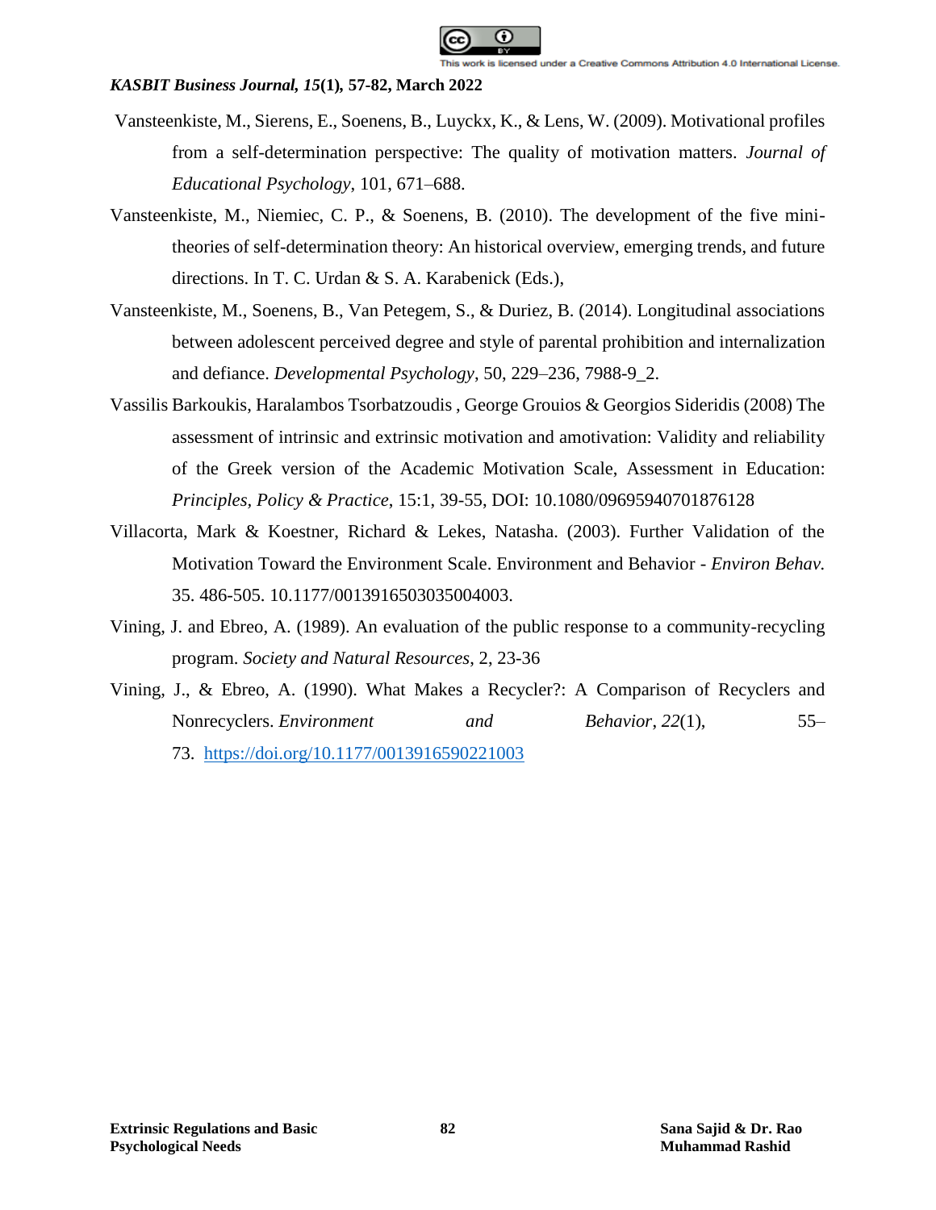Vansteenkiste, M., Sierens, E., Soenens, B., Luyckx, K., & Lens, W. (2009). Motivational profiles from a self-determination perspective: The quality of motivation matters. *Journal of Educational Psychology*, 101, 671–688.

Vansteenkiste, M., Niemiec, C. P., & Soenens, B. (2010). The development of the five mini-theories of self-determination theory: An historical overview, emerging trends, and future directions. In T. C. Urdan & S. A. Karabenick (Eds.),

Vansteenkiste, M., Soenens, B., Van Petegem, S., & Duriez, B. (2014). Longitudinal associations between adolescent perceived degree and style of parental prohibition and internalization and defiance. *Developmental Psychology*, 50, 229–236, 7988-9_2.

Vassilis Barkoukis, Haralambos Tsorbatzoudis , George Grouios & Georgios Sideridis (2008) The assessment of intrinsic and extrinsic motivation and amotivation: Validity and reliability of the Greek version of the Academic Motivation Scale, Assessment in Education: *Principles, Policy & Practice*, 15:1, 39-55, DOI: 10.1080/09695940701876128

Villacorta, Mark & Koestner, Richard & Lekes, Natasha. (2003). Further Validation of the Motivation Toward the Environment Scale. Environment and Behavior - *Environ Behav.* 35. 486-505. 10.1177/0013916503035004003.

Vining, J. and Ebreo, A. (1989). An evaluation of the public response to a community-recycling program. *Society and Natural Resources*, 2, 23-36

Vining, J., & Ebreo, A. (1990). What Makes a Recycler?: A Comparison of Recyclers and Nonrecyclers. *Environment and Behavior*, *22*(1), 55–73. https://doi.org/10.1177/0013916590221003